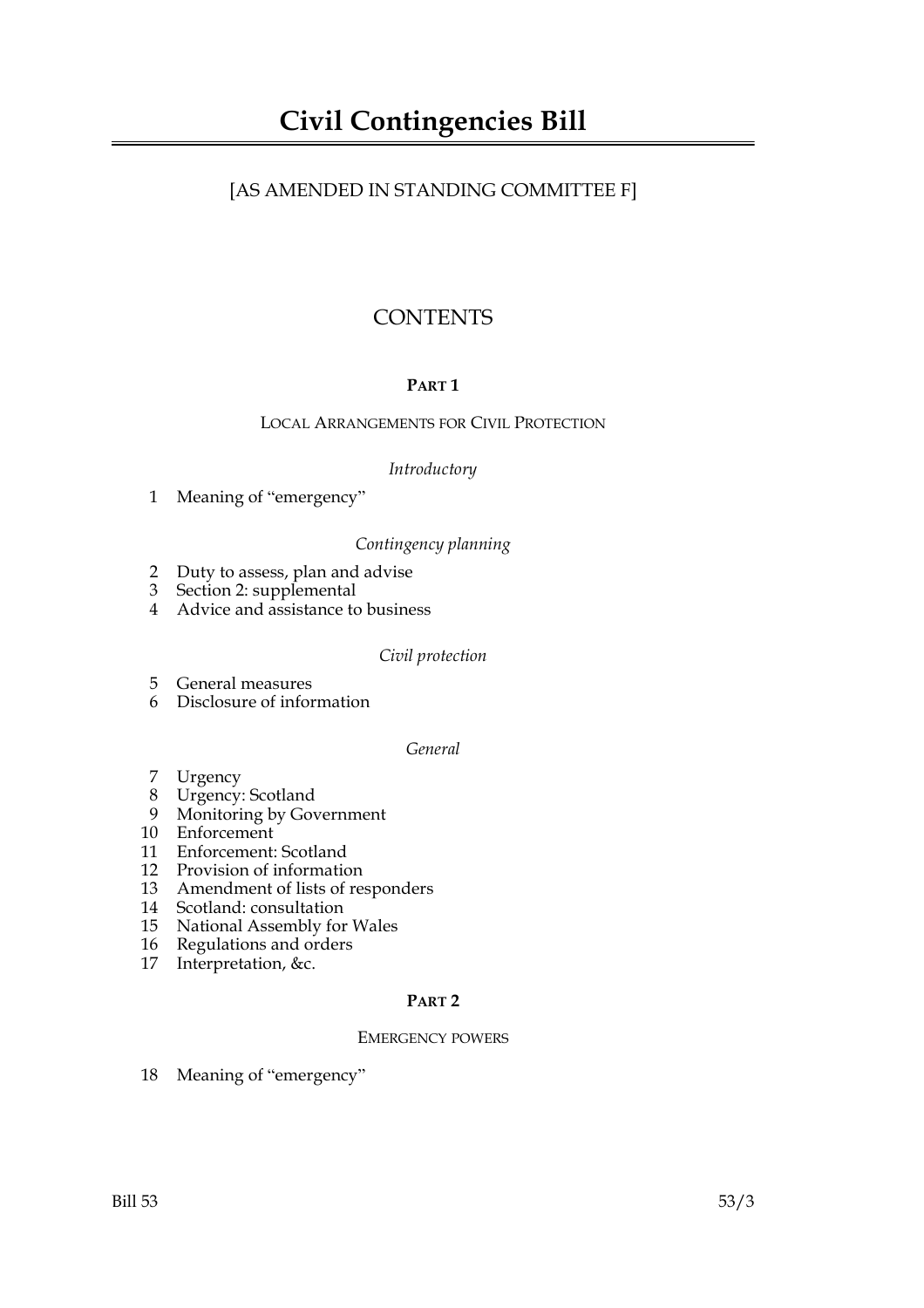# Civil Contingencies Bill

[AS AMENDED IN STANDING COMMITTEE F]

## CONTENTS

### PART 1

LOCAL ARRANGEMENTS FOR CIVIL PROTECTION

*Introductory*

1 Meaning of “emergency”

*Contingency planning*

2 Duty to assess, plan and advise
3 Section 2: supplemental
4 Advice and assistance to business

*Civil protection*

5 General measures
6 Disclosure of information

*General*

7 Urgency
8 Urgency: Scotland
9 Monitoring by Government
10 Enforcement
11 Enforcement: Scotland
12 Provision of information
13 Amendment of lists of responders
14 Scotland: consultation
15 National Assembly for Wales
16 Regulations and orders
17 Interpretation, &c.

### PART 2

EMERGENCY POWERS

18 Meaning of “emergency”

Bill 53 53/3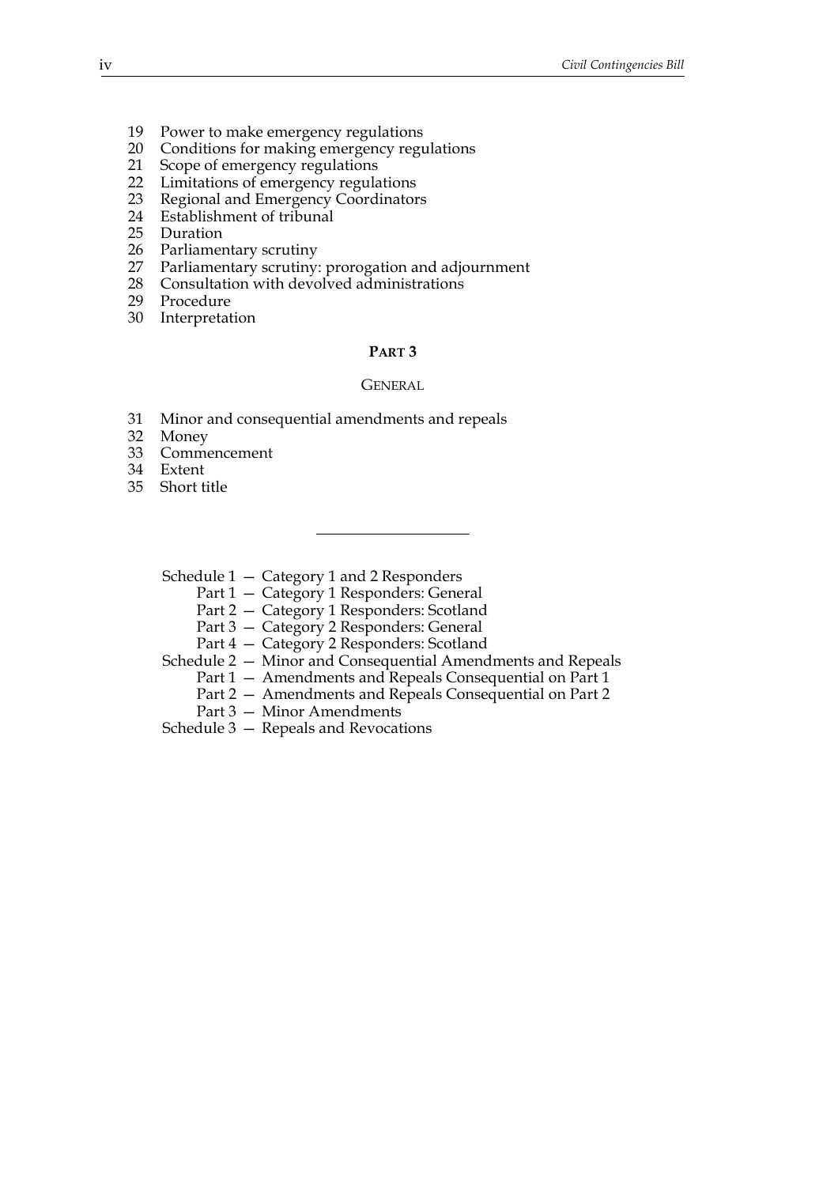19 Power to make emergency regulations
20 Conditions for making emergency regulations
21 Scope of emergency regulations
22 Limitations of emergency regulations
23 Regional and Emergency Coordinators
24 Establishment of tribunal
25 Duration
26 Parliamentary scrutiny
27 Parliamentary scrutiny: prorogation and adjournment
28 Consultation with devolved administrations
29 Procedure
30 Interpretation

## PART 3

### GENERAL

31 Minor and consequential amendments and repeals
32 Money
33 Commencement
34 Extent
35 Short title

---

Schedule 1 — Category 1 and 2 Responders
 Part 1 — Category 1 Responders: General
 Part 2 — Category 1 Responders: Scotland
 Part 3 — Category 2 Responders: General
 Part 4 — Category 2 Responders: Scotland
Schedule 2 — Minor and Consequential Amendments and Repeals
 Part 1 — Amendments and Repeals Consequential on Part 1
 Part 2 — Amendments and Repeals Consequential on Part 2
 Part 3 — Minor Amendments
Schedule 3 — Repeals and Revocations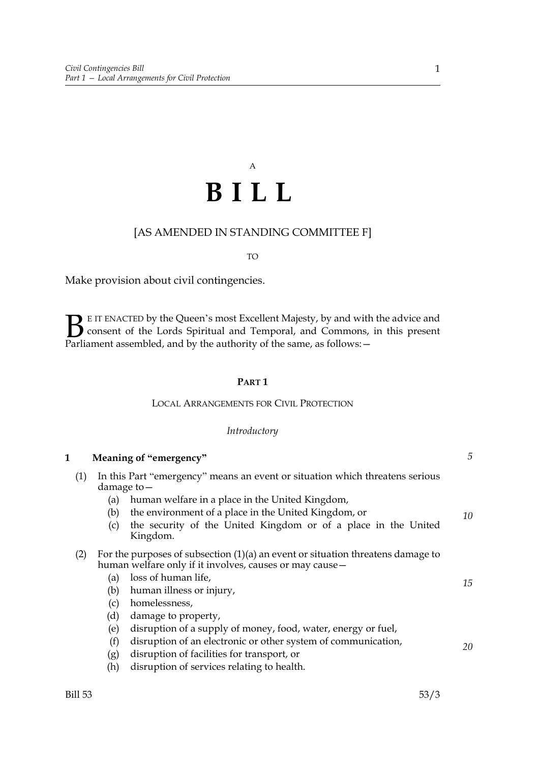A

# B I L L

[AS AMENDED IN STANDING COMMITTEE F]

TO

Make provision about civil contingencies.

BE IT ENACTED by the Queen's most Excellent Majesty, by and with the advice and consent of the Lords Spiritual and Temporal, and Commons, in this present Parliament assembled, and by the authority of the same, as follows:—

## PART 1

### LOCAL ARRANGEMENTS FOR CIVIL PROTECTION

*Introductory*

**1 Meaning of "emergency"**

(1) In this Part "emergency" means an event or situation which threatens serious damage to—

- (a) human welfare in a place in the United Kingdom,
- (b) the environment of a place in the United Kingdom, or
- (c) the security of the United Kingdom or of a place in the United Kingdom.

(2) For the purposes of subsection (1)(a) an event or situation threatens damage to human welfare only if it involves, causes or may cause—

- (a) loss of human life,
- (b) human illness or injury,
- (c) homelessness,
- (d) damage to property,
- (e) disruption of a supply of money, food, water, energy or fuel,
- (f) disruption of an electronic or other system of communication,
- (g) disruption of facilities for transport, or
- (h) disruption of services relating to health.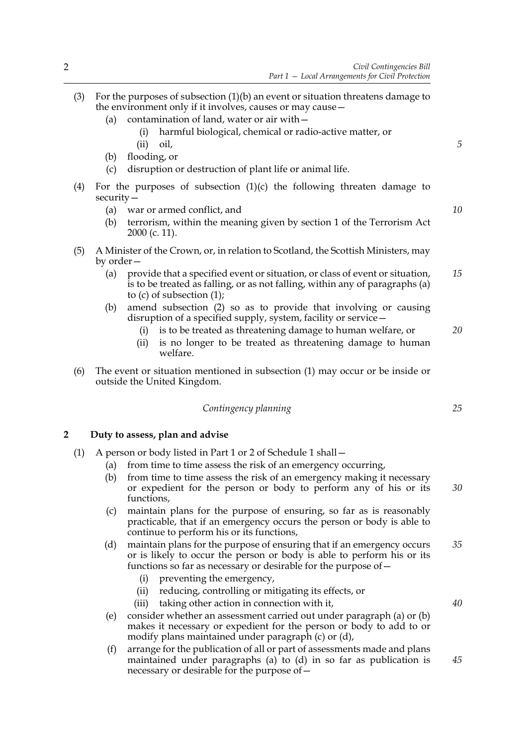(3) For the purposes of subsection (1)(b) an event or situation threatens damage to the environment only if it involves, causes or may cause—

  (a) contamination of land, water or air with—

    (i) harmful biological, chemical or radio-active matter, or

    (ii) oil,

  (b) flooding, or

  (c) disruption or destruction of plant life or animal life.

(4) For the purposes of subsection (1)(c) the following threaten damage to security—

  (a) war or armed conflict, and

  (b) terrorism, within the meaning given by section 1 of the Terrorism Act 2000 (c. 11).

(5) A Minister of the Crown, or, in relation to Scotland, the Scottish Ministers, may by order—

  (a) provide that a specified event or situation, or class of event or situation, is to be treated as falling, or as not falling, within any of paragraphs (a) to (c) of subsection (1);

  (b) amend subsection (2) so as to provide that involving or causing disruption of a specified supply, system, facility or service—

    (i) is to be treated as threatening damage to human welfare, or

    (ii) is no longer to be treated as threatening damage to human welfare.

(6) The event or situation mentioned in subsection (1) may occur or be inside or outside the United Kingdom.

*Contingency planning*

## 2 Duty to assess, plan and advise

(1) A person or body listed in Part 1 or 2 of Schedule 1 shall—

  (a) from time to time assess the risk of an emergency occurring,

  (b) from time to time assess the risk of an emergency making it necessary or expedient for the person or body to perform any of his or its functions,

  (c) maintain plans for the purpose of ensuring, so far as is reasonably practicable, that if an emergency occurs the person or body is able to continue to perform his or its functions,

  (d) maintain plans for the purpose of ensuring that if an emergency occurs or is likely to occur the person or body is able to perform his or its functions so far as necessary or desirable for the purpose of—

    (i) preventing the emergency,

    (ii) reducing, controlling or mitigating its effects, or

    (iii) taking other action in connection with it,

  (e) consider whether an assessment carried out under paragraph (a) or (b) makes it necessary or expedient for the person or body to add to or modify plans maintained under paragraph (c) or (d),

  (f) arrange for the publication of all or part of assessments made and plans maintained under paragraphs (a) to (d) in so far as publication is necessary or desirable for the purpose of—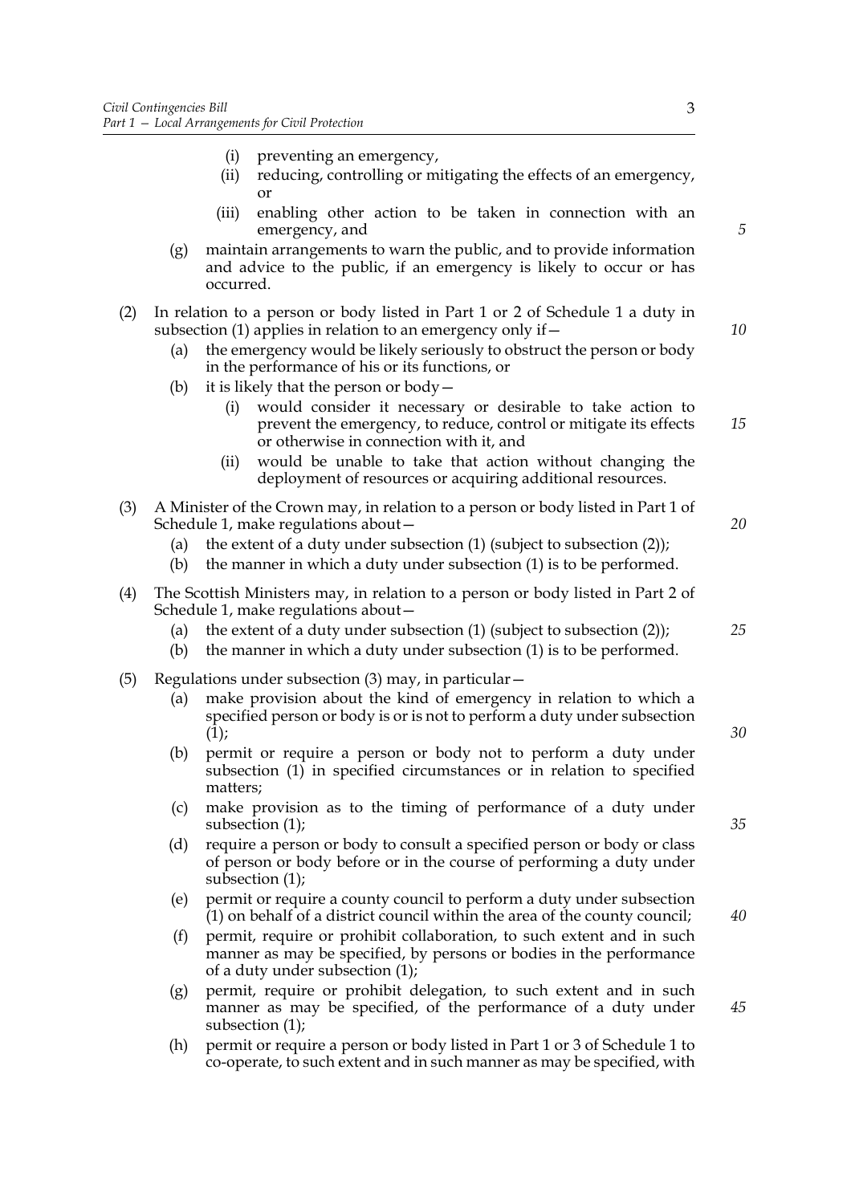(i) preventing an emergency,

(ii) reducing, controlling or mitigating the effects of an emergency, or

(iii) enabling other action to be taken in connection with an emergency, and

(g) maintain arrangements to warn the public, and to provide information and advice to the public, if an emergency is likely to occur or has occurred.

(2) In relation to a person or body listed in Part 1 or 2 of Schedule 1 a duty in subsection (1) applies in relation to an emergency only if—

(a) the emergency would be likely seriously to obstruct the person or body in the performance of his or its functions, or

(b) it is likely that the person or body—

(i) would consider it necessary or desirable to take action to prevent the emergency, to reduce, control or mitigate its effects or otherwise in connection with it, and

(ii) would be unable to take that action without changing the deployment of resources or acquiring additional resources.

(3) A Minister of the Crown may, in relation to a person or body listed in Part 1 of Schedule 1, make regulations about—

(a) the extent of a duty under subsection (1) (subject to subsection (2));

(b) the manner in which a duty under subsection (1) is to be performed.

(4) The Scottish Ministers may, in relation to a person or body listed in Part 2 of Schedule 1, make regulations about—

(a) the extent of a duty under subsection (1) (subject to subsection (2));

(b) the manner in which a duty under subsection (1) is to be performed.

(5) Regulations under subsection (3) may, in particular—

(a) make provision about the kind of emergency in relation to which a specified person or body is or is not to perform a duty under subsection (1);

(b) permit or require a person or body not to perform a duty under subsection (1) in specified circumstances or in relation to specified matters;

(c) make provision as to the timing of performance of a duty under subsection (1);

(d) require a person or body to consult a specified person or body or class of person or body before or in the course of performing a duty under subsection (1);

(e) permit or require a county council to perform a duty under subsection (1) on behalf of a district council within the area of the county council;

(f) permit, require or prohibit collaboration, to such extent and in such manner as may be specified, by persons or bodies in the performance of a duty under subsection (1);

(g) permit, require or prohibit delegation, to such extent and in such manner as may be specified, of the performance of a duty under subsection (1);

(h) permit or require a person or body listed in Part 1 or 3 of Schedule 1 to co-operate, to such extent and in such manner as may be specified, with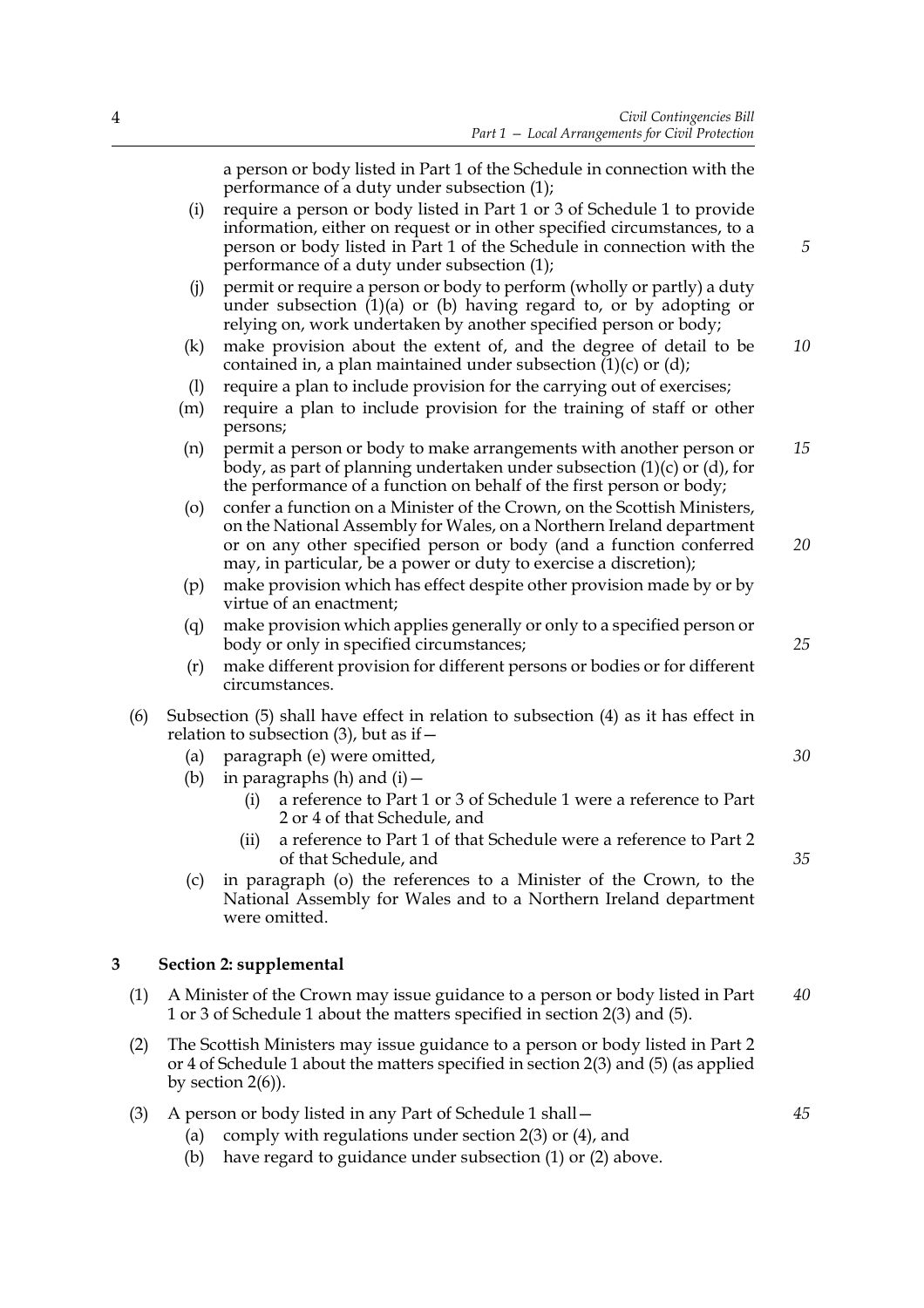a person or body listed in Part 1 of the Schedule in connection with the performance of a duty under subsection (1);

(i) require a person or body listed in Part 1 or 3 of Schedule 1 to provide information, either on request or in other specified circumstances, to a person or body listed in Part 1 of the Schedule in connection with the performance of a duty under subsection (1);

(j) permit or require a person or body to perform (wholly or partly) a duty under subsection (1)(a) or (b) having regard to, or by adopting or relying on, work undertaken by another specified person or body;

(k) make provision about the extent of, and the degree of detail to be contained in, a plan maintained under subsection (1)(c) or (d);

(l) require a plan to include provision for the carrying out of exercises;

(m) require a plan to include provision for the training of staff or other persons;

(n) permit a person or body to make arrangements with another person or body, as part of planning undertaken under subsection (1)(c) or (d), for the performance of a function on behalf of the first person or body;

(o) confer a function on a Minister of the Crown, on the Scottish Ministers, on the National Assembly for Wales, on a Northern Ireland department or on any other specified person or body (and a function conferred may, in particular, be a power or duty to exercise a discretion);

(p) make provision which has effect despite other provision made by or by virtue of an enactment;

(q) make provision which applies generally or only to a specified person or body or only in specified circumstances;

(r) make different provision for different persons or bodies or for different circumstances.

(6) Subsection (5) shall have effect in relation to subsection (4) as it has effect in relation to subsection (3), but as if—

(a) paragraph (e) were omitted,

(b) in paragraphs (h) and (i)—

(i) a reference to Part 1 or 3 of Schedule 1 were a reference to Part 2 or 4 of that Schedule, and

(ii) a reference to Part 1 of that Schedule were a reference to Part 2 of that Schedule, and

(c) in paragraph (o) the references to a Minister of the Crown, to the National Assembly for Wales and to a Northern Ireland department were omitted.

### 3 Section 2: supplemental

(1) A Minister of the Crown may issue guidance to a person or body listed in Part 1 or 3 of Schedule 1 about the matters specified in section 2(3) and (5).

(2) The Scottish Ministers may issue guidance to a person or body listed in Part 2 or 4 of Schedule 1 about the matters specified in section 2(3) and (5) (as applied by section 2(6)).

(3) A person or body listed in any Part of Schedule 1 shall—

(a) comply with regulations under section 2(3) or (4), and

(b) have regard to guidance under subsection (1) or (2) above.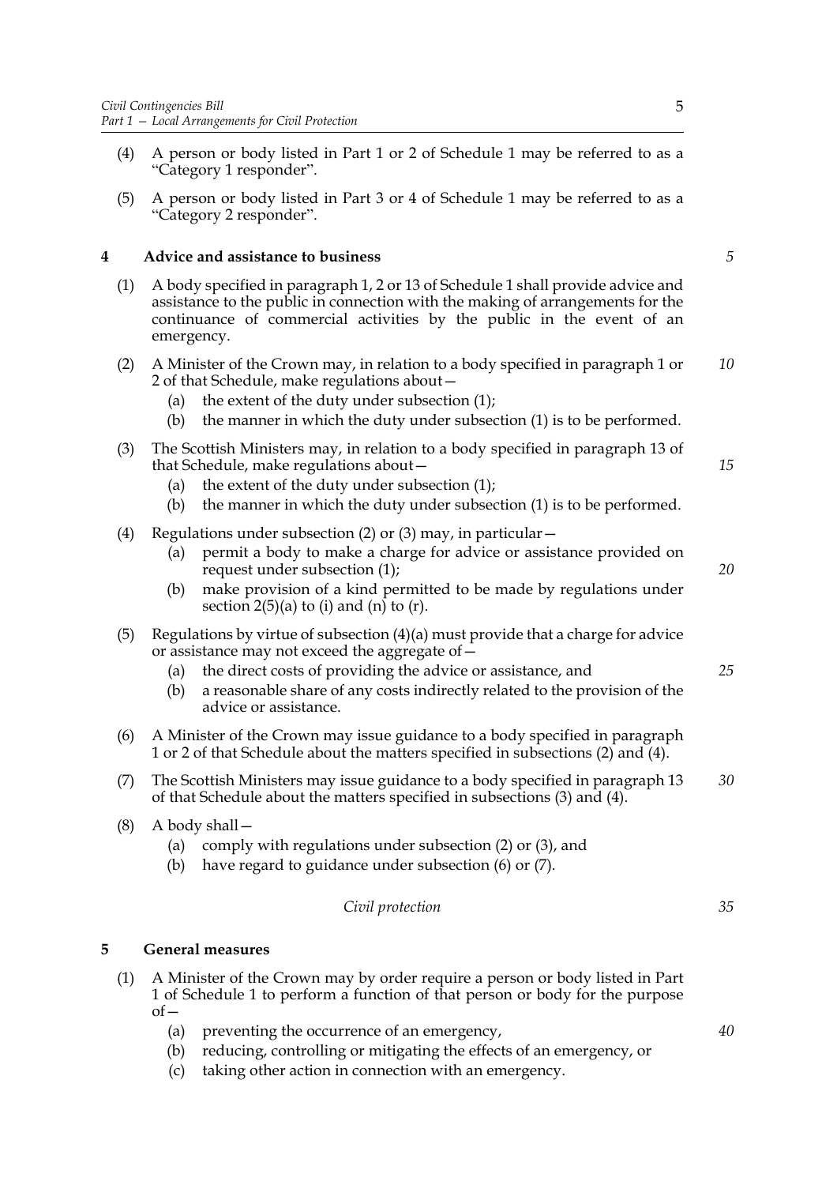(4) A person or body listed in Part 1 or 2 of Schedule 1 may be referred to as a "Category 1 responder".

(5) A person or body listed in Part 3 or 4 of Schedule 1 may be referred to as a "Category 2 responder".

## 4 Advice and assistance to business

(1) A body specified in paragraph 1, 2 or 13 of Schedule 1 shall provide advice and assistance to the public in connection with the making of arrangements for the continuance of commercial activities by the public in the event of an emergency.

(2) A Minister of the Crown may, in relation to a body specified in paragraph 1 or 2 of that Schedule, make regulations about—

- (a) the extent of the duty under subsection (1);
- (b) the manner in which the duty under subsection (1) is to be performed.

(3) The Scottish Ministers may, in relation to a body specified in paragraph 13 of that Schedule, make regulations about—

- (a) the extent of the duty under subsection (1);
- (b) the manner in which the duty under subsection (1) is to be performed.

(4) Regulations under subsection (2) or (3) may, in particular—

- (a) permit a body to make a charge for advice or assistance provided on request under subsection (1);
- (b) make provision of a kind permitted to be made by regulations under section 2(5)(a) to (i) and (n) to (r).

(5) Regulations by virtue of subsection (4)(a) must provide that a charge for advice or assistance may not exceed the aggregate of—

- (a) the direct costs of providing the advice or assistance, and
- (b) a reasonable share of any costs indirectly related to the provision of the advice or assistance.

(6) A Minister of the Crown may issue guidance to a body specified in paragraph 1 or 2 of that Schedule about the matters specified in subsections (2) and (4).

(7) The Scottish Ministers may issue guidance to a body specified in paragraph 13 of that Schedule about the matters specified in subsections (3) and (4).

(8) A body shall—

- (a) comply with regulations under subsection (2) or (3), and
- (b) have regard to guidance under subsection (6) or (7).

*Civil protection*

## 5 General measures

(1) A Minister of the Crown may by order require a person or body listed in Part 1 of Schedule 1 to perform a function of that person or body for the purpose of—

- (a) preventing the occurrence of an emergency,
- (b) reducing, controlling or mitigating the effects of an emergency, or
- (c) taking other action in connection with an emergency.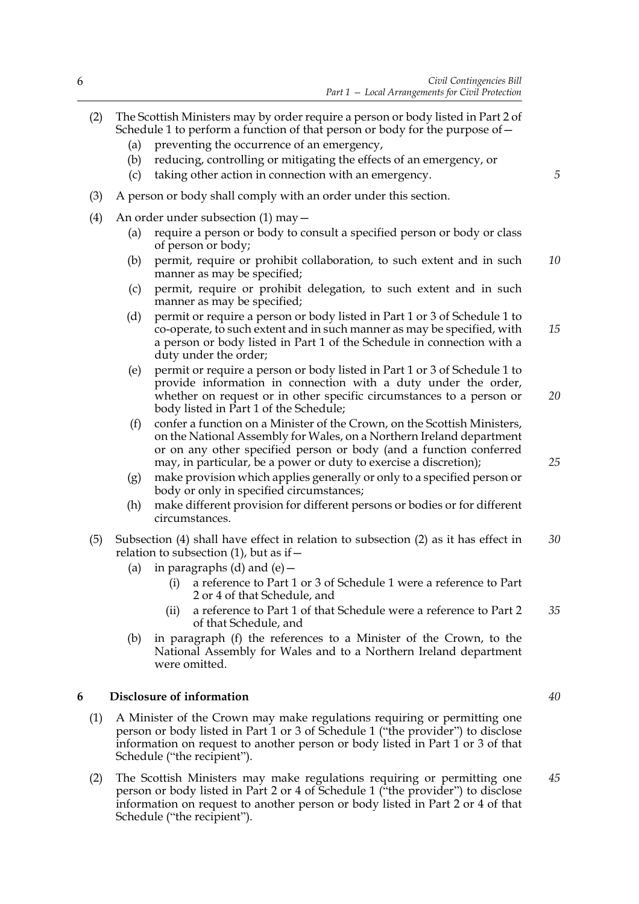(2) The Scottish Ministers may by order require a person or body listed in Part 2 of Schedule 1 to perform a function of that person or body for the purpose of—

   (a) preventing the occurrence of an emergency,

   (b) reducing, controlling or mitigating the effects of an emergency, or

   (c) taking other action in connection with an emergency.

(3) A person or body shall comply with an order under this section.

(4) An order under subsection (1) may—

   (a) require a person or body to consult a specified person or body or class of person or body;

   (b) permit, require or prohibit collaboration, to such extent and in such manner as may be specified;

   (c) permit, require or prohibit delegation, to such extent and in such manner as may be specified;

   (d) permit or require a person or body listed in Part 1 or 3 of Schedule 1 to co-operate, to such extent and in such manner as may be specified, with a person or body listed in Part 1 of the Schedule in connection with a duty under the order;

   (e) permit or require a person or body listed in Part 1 or 3 of Schedule 1 to provide information in connection with a duty under the order, whether on request or in other specific circumstances to a person or body listed in Part 1 of the Schedule;

   (f) confer a function on a Minister of the Crown, on the Scottish Ministers, on the National Assembly for Wales, on a Northern Ireland department or on any other specified person or body (and a function conferred may, in particular, be a power or duty to exercise a discretion);

   (g) make provision which applies generally or only to a specified person or body or only in specified circumstances;

   (h) make different provision for different persons or bodies or for different circumstances.

(5) Subsection (4) shall have effect in relation to subsection (2) as it has effect in relation to subsection (1), but as if—

   (a) in paragraphs (d) and (e)—

      (i) a reference to Part 1 or 3 of Schedule 1 were a reference to Part 2 or 4 of that Schedule, and

      (ii) a reference to Part 1 of that Schedule were a reference to Part 2 of that Schedule, and

   (b) in paragraph (f) the references to a Minister of the Crown, to the National Assembly for Wales and to a Northern Ireland department were omitted.

## 6 Disclosure of information

(1) A Minister of the Crown may make regulations requiring or permitting one person or body listed in Part 1 or 3 of Schedule 1 ("the provider") to disclose information on request to another person or body listed in Part 1 or 3 of that Schedule ("the recipient").

(2) The Scottish Ministers may make regulations requiring or permitting one person or body listed in Part 2 or 4 of Schedule 1 ("the provider") to disclose information on request to another person or body listed in Part 2 or 4 of that Schedule ("the recipient").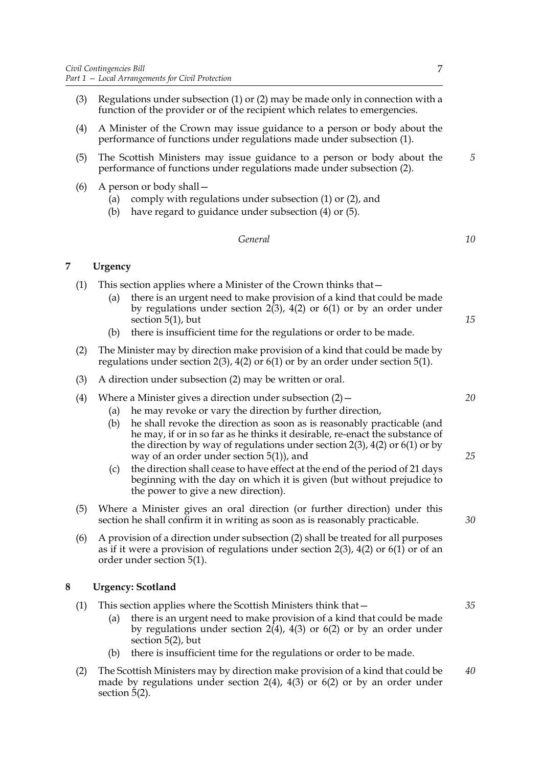(3) Regulations under subsection (1) or (2) may be made only in connection with a function of the provider or of the recipient which relates to emergencies.

(4) A Minister of the Crown may issue guidance to a person or body about the performance of functions under regulations made under subsection (1).

(5) The Scottish Ministers may issue guidance to a person or body about the performance of functions under regulations made under subsection (2).

(6) A person or body shall—
   (a) comply with regulations under subsection (1) or (2), and
   (b) have regard to guidance under subsection (4) or (5).

*General*

## 7 Urgency

(1) This section applies where a Minister of the Crown thinks that—
   (a) there is an urgent need to make provision of a kind that could be made by regulations under section 2(3), 4(2) or 6(1) or by an order under section 5(1), but
   (b) there is insufficient time for the regulations or order to be made.

(2) The Minister may by direction make provision of a kind that could be made by regulations under section 2(3), 4(2) or 6(1) or by an order under section 5(1).

(3) A direction under subsection (2) may be written or oral.

(4) Where a Minister gives a direction under subsection (2)—
   (a) he may revoke or vary the direction by further direction,
   (b) he shall revoke the direction as soon as is reasonably practicable (and he may, if or in so far as he thinks it desirable, re-enact the substance of the direction by way of regulations under section 2(3), 4(2) or 6(1) or by way of an order under section 5(1)), and
   (c) the direction shall cease to have effect at the end of the period of 21 days beginning with the day on which it is given (but without prejudice to the power to give a new direction).

(5) Where a Minister gives an oral direction (or further direction) under this section he shall confirm it in writing as soon as is reasonably practicable.

(6) A provision of a direction under subsection (2) shall be treated for all purposes as if it were a provision of regulations under section 2(3), 4(2) or 6(1) or of an order under section 5(1).

## 8 Urgency: Scotland

(1) This section applies where the Scottish Ministers think that—
   (a) there is an urgent need to make provision of a kind that could be made by regulations under section 2(4), 4(3) or 6(2) or by an order under section 5(2), but
   (b) there is insufficient time for the regulations or order to be made.

(2) The Scottish Ministers may by direction make provision of a kind that could be made by regulations under section 2(4), 4(3) or 6(2) or by an order under section 5(2).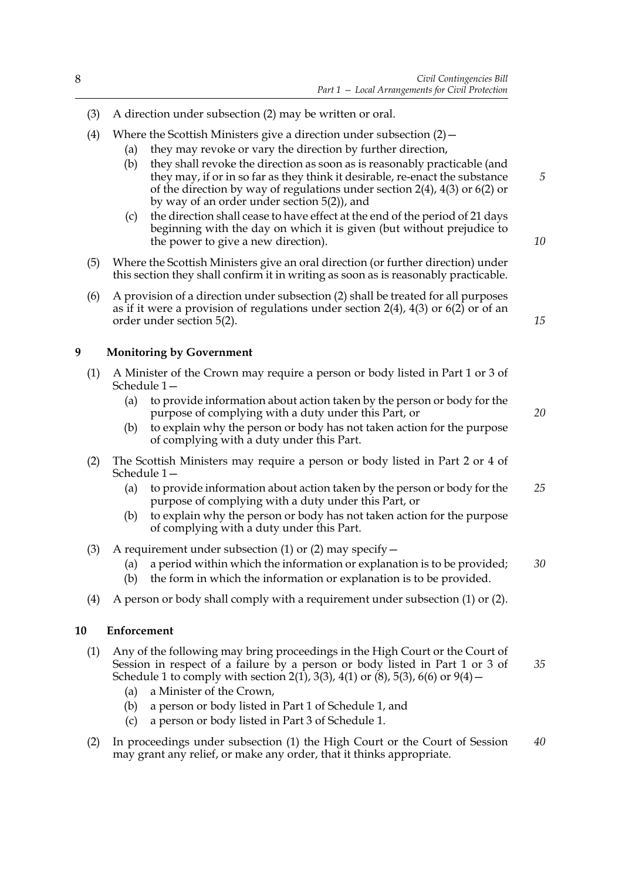(3) A direction under subsection (2) may be written or oral.

(4) Where the Scottish Ministers give a direction under subsection (2)—

  (a) they may revoke or vary the direction by further direction,

  (b) they shall revoke the direction as soon as is reasonably practicable (and they may, if or in so far as they think it desirable, re-enact the substance of the direction by way of regulations under section 2(4), 4(3) or 6(2) or by way of an order under section 5(2)), and

  (c) the direction shall cease to have effect at the end of the period of 21 days beginning with the day on which it is given (but without prejudice to the power to give a new direction).

(5) Where the Scottish Ministers give an oral direction (or further direction) under this section they shall confirm it in writing as soon as is reasonably practicable.

(6) A provision of a direction under subsection (2) shall be treated for all purposes as if it were a provision of regulations under section 2(4), 4(3) or 6(2) or of an order under section 5(2).

### 9 Monitoring by Government

(1) A Minister of the Crown may require a person or body listed in Part 1 or 3 of Schedule 1—

  (a) to provide information about action taken by the person or body for the purpose of complying with a duty under this Part, or

  (b) to explain why the person or body has not taken action for the purpose of complying with a duty under this Part.

(2) The Scottish Ministers may require a person or body listed in Part 2 or 4 of Schedule 1—

  (a) to provide information about action taken by the person or body for the purpose of complying with a duty under this Part, or

  (b) to explain why the person or body has not taken action for the purpose of complying with a duty under this Part.

(3) A requirement under subsection (1) or (2) may specify—

  (a) a period within which the information or explanation is to be provided;

  (b) the form in which the information or explanation is to be provided.

(4) A person or body shall comply with a requirement under subsection (1) or (2).

### 10 Enforcement

(1) Any of the following may bring proceedings in the High Court or the Court of Session in respect of a failure by a person or body listed in Part 1 or 3 of Schedule 1 to comply with section 2(1), 3(3), 4(1) or (8), 5(3), 6(6) or 9(4)—

  (a) a Minister of the Crown,

  (b) a person or body listed in Part 1 of Schedule 1, and

  (c) a person or body listed in Part 3 of Schedule 1.

(2) In proceedings under subsection (1) the High Court or the Court of Session may grant any relief, or make any order, that it thinks appropriate.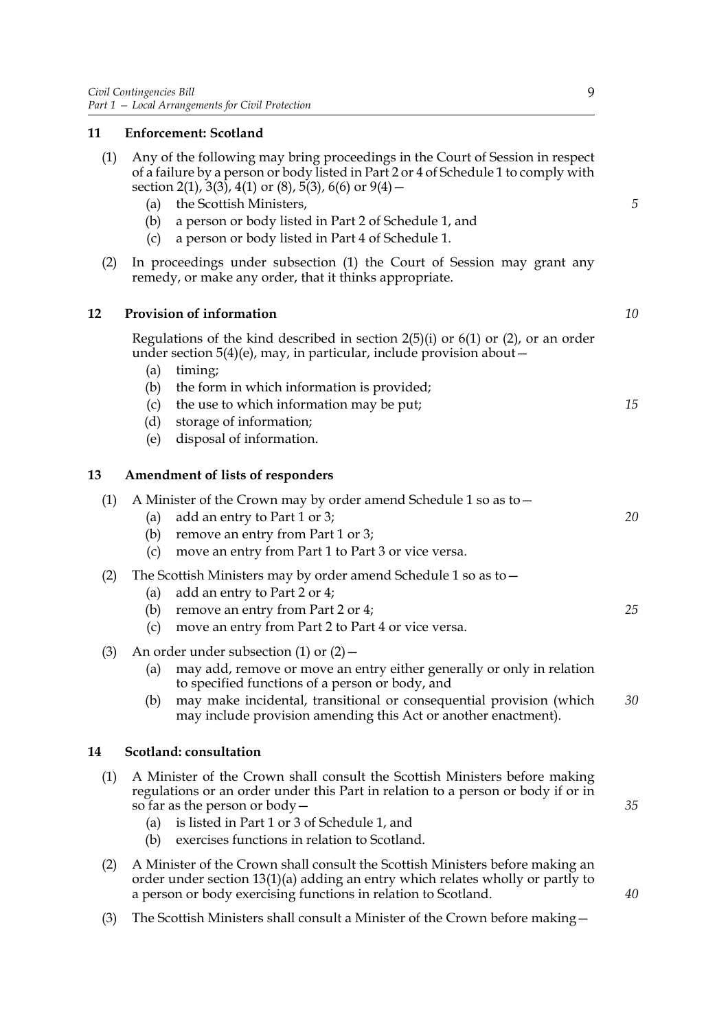## 11 Enforcement: Scotland

(1) Any of the following may bring proceedings in the Court of Session in respect of a failure by a person or body listed in Part 2 or 4 of Schedule 1 to comply with section 2(1), 3(3), 4(1) or (8), 5(3), 6(6) or 9(4)—

(a) the Scottish Ministers,

(b) a person or body listed in Part 2 of Schedule 1, and

(c) a person or body listed in Part 4 of Schedule 1.

(2) In proceedings under subsection (1) the Court of Session may grant any remedy, or make any order, that it thinks appropriate.

## 12 Provision of information

Regulations of the kind described in section 2(5)(i) or 6(1) or (2), or an order under section 5(4)(e), may, in particular, include provision about—

(a) timing;

(b) the form in which information is provided;

(c) the use to which information may be put;

(d) storage of information;

(e) disposal of information.

## 13 Amendment of lists of responders

(1) A Minister of the Crown may by order amend Schedule 1 so as to—

(a) add an entry to Part 1 or 3;

(b) remove an entry from Part 1 or 3;

(c) move an entry from Part 1 to Part 3 or vice versa.

(2) The Scottish Ministers may by order amend Schedule 1 so as to—

(a) add an entry to Part 2 or 4;

(b) remove an entry from Part 2 or 4;

(c) move an entry from Part 2 to Part 4 or vice versa.

(3) An order under subsection (1) or (2)—

(a) may add, remove or move an entry either generally or only in relation to specified functions of a person or body, and

(b) may make incidental, transitional or consequential provision (which may include provision amending this Act or another enactment).

## 14 Scotland: consultation

(1) A Minister of the Crown shall consult the Scottish Ministers before making regulations or an order under this Part in relation to a person or body if or in so far as the person or body—

(a) is listed in Part 1 or 3 of Schedule 1, and

(b) exercises functions in relation to Scotland.

(2) A Minister of the Crown shall consult the Scottish Ministers before making an order under section 13(1)(a) adding an entry which relates wholly or partly to a person or body exercising functions in relation to Scotland.

(3) The Scottish Ministers shall consult a Minister of the Crown before making—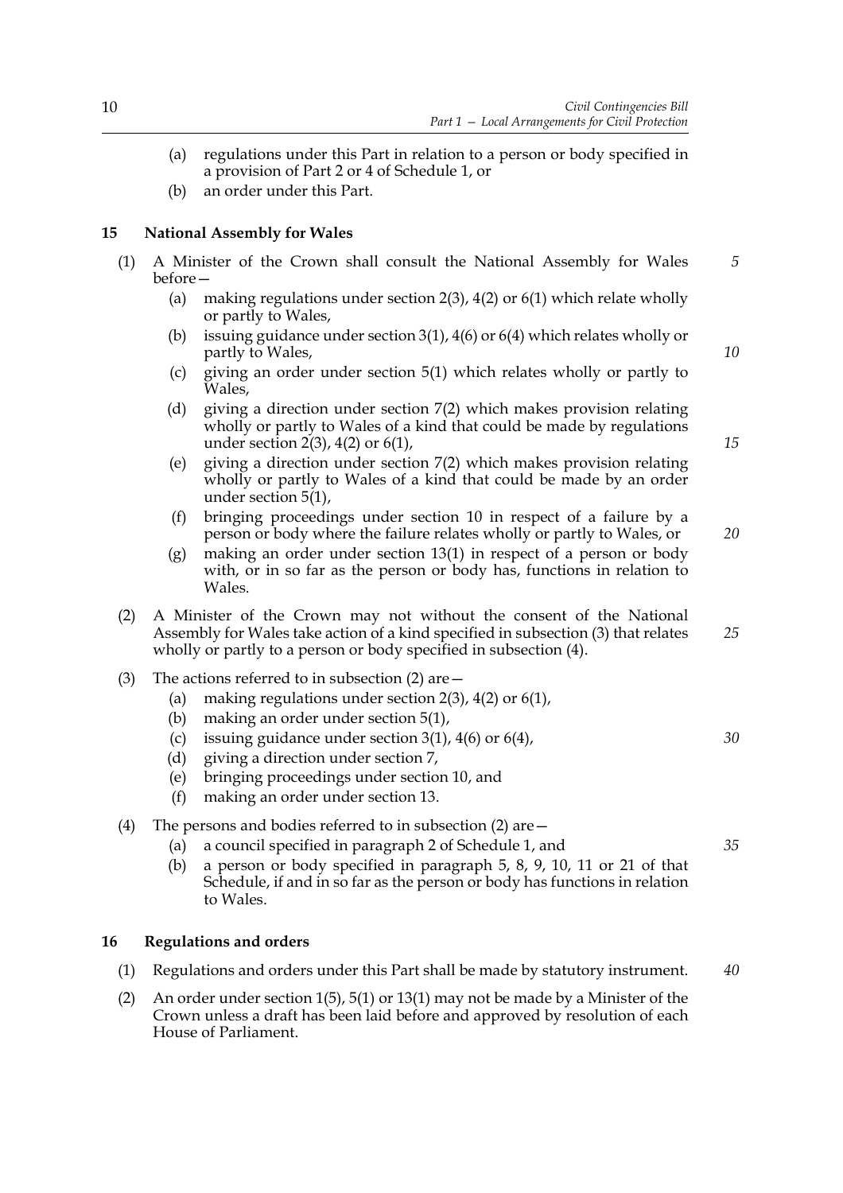(a) regulations under this Part in relation to a person or body specified in a provision of Part 2 or 4 of Schedule 1, or

(b) an order under this Part.

## 15 National Assembly for Wales

(1) A Minister of the Crown shall consult the National Assembly for Wales before—

- (a) making regulations under section 2(3), 4(2) or 6(1) which relate wholly or partly to Wales,
- (b) issuing guidance under section 3(1), 4(6) or 6(4) which relates wholly or partly to Wales,
- (c) giving an order under section 5(1) which relates wholly or partly to Wales,
- (d) giving a direction under section 7(2) which makes provision relating wholly or partly to Wales of a kind that could be made by regulations under section 2(3), 4(2) or 6(1),
- (e) giving a direction under section 7(2) which makes provision relating wholly or partly to Wales of a kind that could be made by an order under section 5(1),
- (f) bringing proceedings under section 10 in respect of a failure by a person or body where the failure relates wholly or partly to Wales, or
- (g) making an order under section 13(1) in respect of a person or body with, or in so far as the person or body has, functions in relation to Wales.

(2) A Minister of the Crown may not without the consent of the National Assembly for Wales take action of a kind specified in subsection (3) that relates wholly or partly to a person or body specified in subsection (4).

(3) The actions referred to in subsection (2) are—

- (a) making regulations under section 2(3), 4(2) or 6(1),
- (b) making an order under section 5(1),
- (c) issuing guidance under section 3(1), 4(6) or 6(4),
- (d) giving a direction under section 7,
- (e) bringing proceedings under section 10, and
- (f) making an order under section 13.

(4) The persons and bodies referred to in subsection (2) are—

- (a) a council specified in paragraph 2 of Schedule 1, and
- (b) a person or body specified in paragraph 5, 8, 9, 10, 11 or 21 of that Schedule, if and in so far as the person or body has functions in relation to Wales.

## 16 Regulations and orders

(1) Regulations and orders under this Part shall be made by statutory instrument.

(2) An order under section 1(5), 5(1) or 13(1) may not be made by a Minister of the Crown unless a draft has been laid before and approved by resolution of each House of Parliament.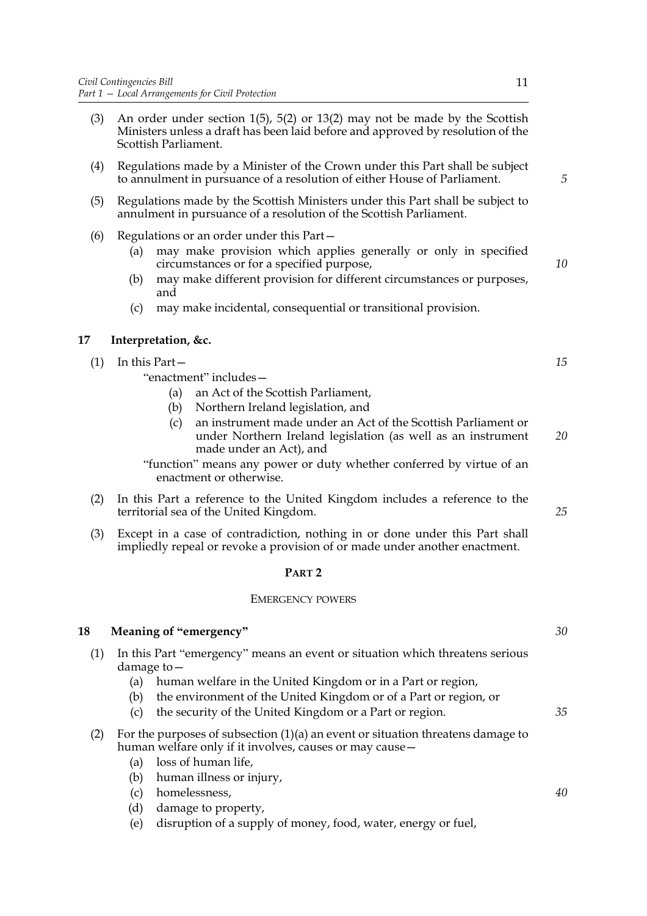(3) An order under section 1(5), 5(2) or 13(2) may not be made by the Scottish Ministers unless a draft has been laid before and approved by resolution of the Scottish Parliament.

(4) Regulations made by a Minister of the Crown under this Part shall be subject to annulment in pursuance of a resolution of either House of Parliament.

(5) Regulations made by the Scottish Ministers under this Part shall be subject to annulment in pursuance of a resolution of the Scottish Parliament.

(6) Regulations or an order under this Part—

- (a) may make provision which applies generally or only in specified circumstances or for a specified purpose,
- (b) may make different provision for different circumstances or purposes, and
- (c) may make incidental, consequential or transitional provision.

### 17 Interpretation, &c.

(1) In this Part—

"enactment" includes—

- (a) an Act of the Scottish Parliament,
- (b) Northern Ireland legislation, and
- (c) an instrument made under an Act of the Scottish Parliament or under Northern Ireland legislation (as well as an instrument made under an Act), and

"function" means any power or duty whether conferred by virtue of an enactment or otherwise.

(2) In this Part a reference to the United Kingdom includes a reference to the territorial sea of the United Kingdom.

(3) Except in a case of contradiction, nothing in or done under this Part shall impliedly repeal or revoke a provision of or made under another enactment.

## PART 2

## EMERGENCY POWERS

### 18 Meaning of "emergency"

(1) In this Part "emergency" means an event or situation which threatens serious damage to—

- (a) human welfare in the United Kingdom or in a Part or region,
- (b) the environment of the United Kingdom or of a Part or region, or
- (c) the security of the United Kingdom or a Part or region.

(2) For the purposes of subsection (1)(a) an event or situation threatens damage to human welfare only if it involves, causes or may cause—

- (a) loss of human life,
- (b) human illness or injury,
- (c) homelessness,
- (d) damage to property,
- (e) disruption of a supply of money, food, water, energy or fuel,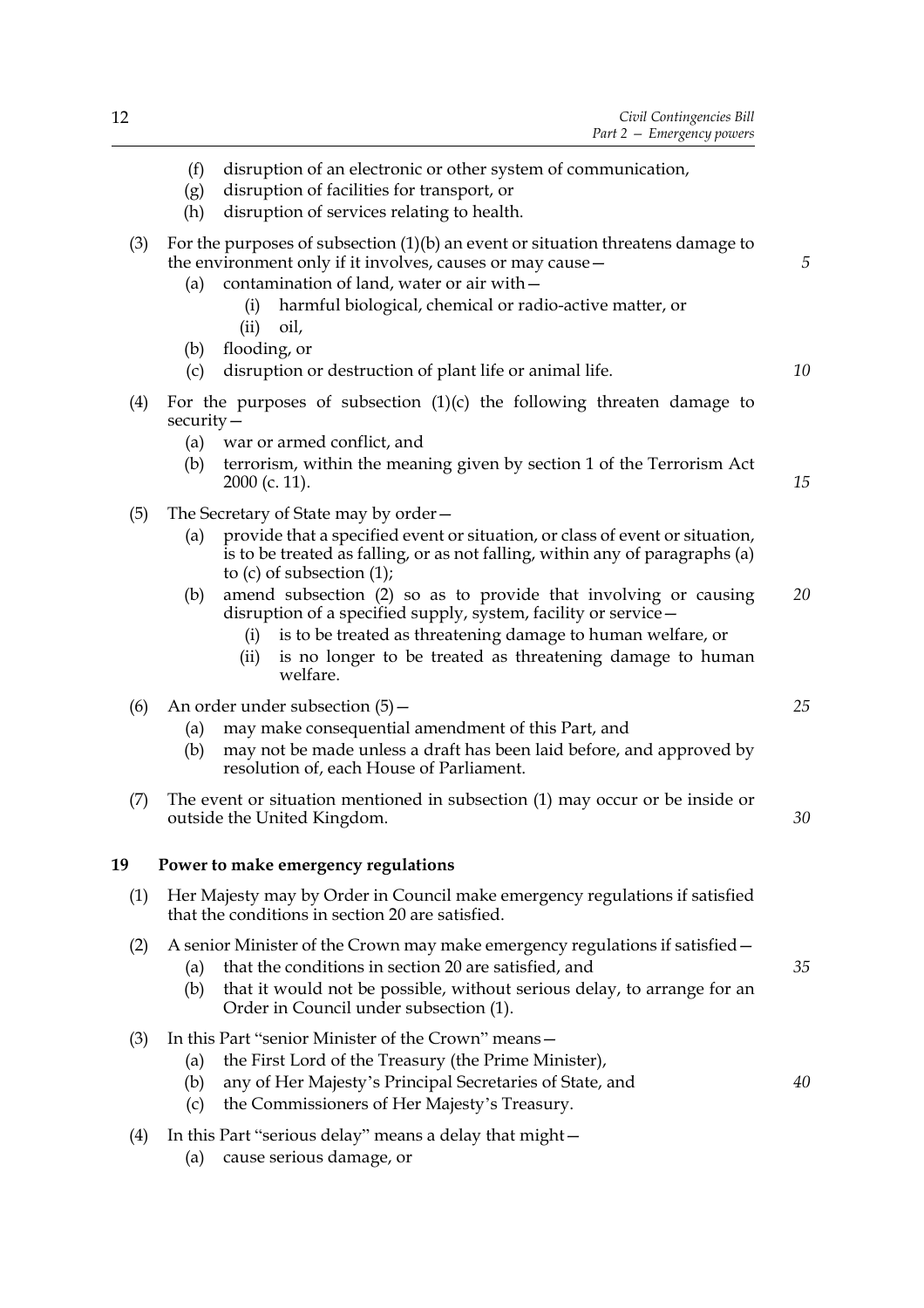(f) disruption of an electronic or other system of communication,

(g) disruption of facilities for transport, or

(h) disruption of services relating to health.

(3) For the purposes of subsection (1)(b) an event or situation threatens damage to the environment only if it involves, causes or may cause—

(a) contamination of land, water or air with—

(i) harmful biological, chemical or radio-active matter, or

(ii) oil,

(b) flooding, or

(c) disruption or destruction of plant life or animal life.

(4) For the purposes of subsection (1)(c) the following threaten damage to security—

(a) war or armed conflict, and

(b) terrorism, within the meaning given by section 1 of the Terrorism Act 2000 (c. 11).

(5) The Secretary of State may by order—

(a) provide that a specified event or situation, or class of event or situation, is to be treated as falling, or as not falling, within any of paragraphs (a) to (c) of subsection (1);

(b) amend subsection (2) so as to provide that involving or causing disruption of a specified supply, system, facility or service—

(i) is to be treated as threatening damage to human welfare, or

(ii) is no longer to be treated as threatening damage to human welfare.

(6) An order under subsection (5)—

(a) may make consequential amendment of this Part, and

(b) may not be made unless a draft has been laid before, and approved by resolution of, each House of Parliament.

(7) The event or situation mentioned in subsection (1) may occur or be inside or outside the United Kingdom.

## 19 Power to make emergency regulations

(1) Her Majesty may by Order in Council make emergency regulations if satisfied that the conditions in section 20 are satisfied.

(2) A senior Minister of the Crown may make emergency regulations if satisfied—

(a) that the conditions in section 20 are satisfied, and

(b) that it would not be possible, without serious delay, to arrange for an Order in Council under subsection (1).

(3) In this Part "senior Minister of the Crown" means—

(a) the First Lord of the Treasury (the Prime Minister),

(b) any of Her Majesty's Principal Secretaries of State, and

(c) the Commissioners of Her Majesty's Treasury.

(4) In this Part "serious delay" means a delay that might—

(a) cause serious damage, or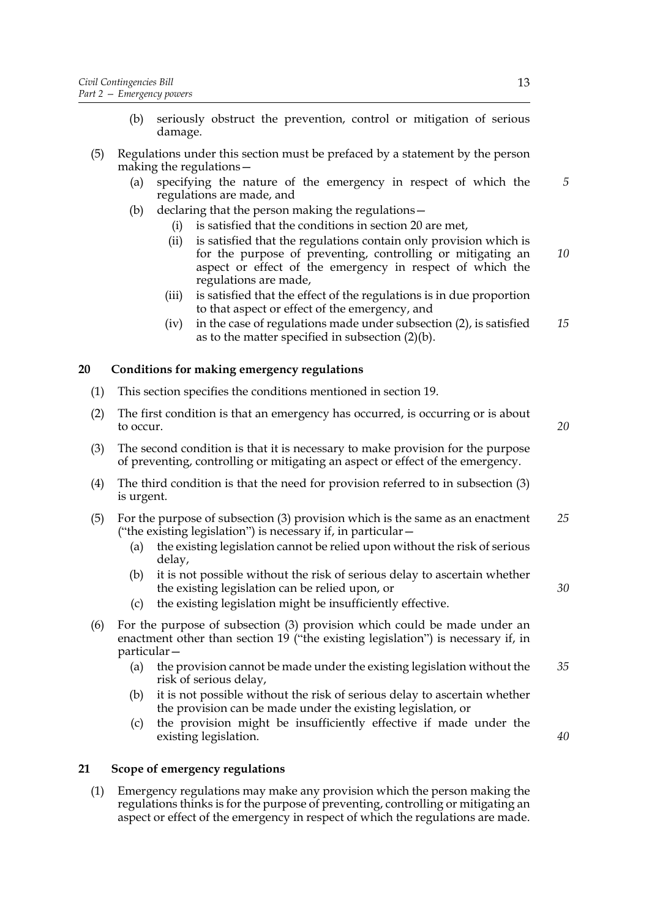(b) seriously obstruct the prevention, control or mitigation of serious damage.

(5) Regulations under this section must be prefaced by a statement by the person making the regulations—

(a) specifying the nature of the emergency in respect of which the regulations are made, and

(b) declaring that the person making the regulations—

(i) is satisfied that the conditions in section 20 are met,

(ii) is satisfied that the regulations contain only provision which is for the purpose of preventing, controlling or mitigating an aspect or effect of the emergency in respect of which the regulations are made,

(iii) is satisfied that the effect of the regulations is in due proportion to that aspect or effect of the emergency, and

(iv) in the case of regulations made under subsection (2), is satisfied as to the matter specified in subsection (2)(b).

## 20 Conditions for making emergency regulations

(1) This section specifies the conditions mentioned in section 19.

(2) The first condition is that an emergency has occurred, is occurring or is about to occur.

(3) The second condition is that it is necessary to make provision for the purpose of preventing, controlling or mitigating an aspect or effect of the emergency.

(4) The third condition is that the need for provision referred to in subsection (3) is urgent.

(5) For the purpose of subsection (3) provision which is the same as an enactment ("the existing legislation") is necessary if, in particular—

(a) the existing legislation cannot be relied upon without the risk of serious delay,

(b) it is not possible without the risk of serious delay to ascertain whether the existing legislation can be relied upon, or

(c) the existing legislation might be insufficiently effective.

(6) For the purpose of subsection (3) provision which could be made under an enactment other than section 19 ("the existing legislation") is necessary if, in particular—

(a) the provision cannot be made under the existing legislation without the risk of serious delay,

(b) it is not possible without the risk of serious delay to ascertain whether the provision can be made under the existing legislation, or

(c) the provision might be insufficiently effective if made under the existing legislation.

## 21 Scope of emergency regulations

(1) Emergency regulations may make any provision which the person making the regulations thinks is for the purpose of preventing, controlling or mitigating an aspect or effect of the emergency in respect of which the regulations are made.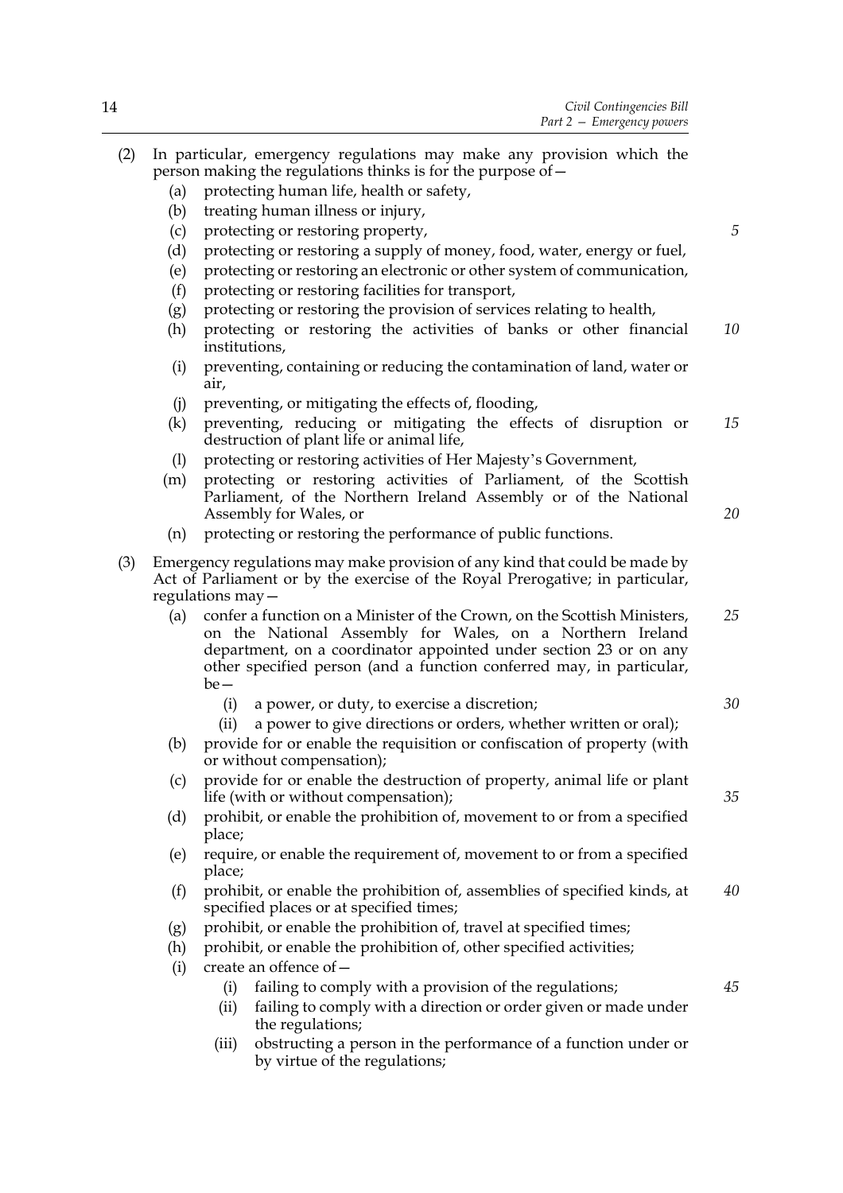(2) In particular, emergency regulations may make any provision which the person making the regulations thinks is for the purpose of—

- (a) protecting human life, health or safety,
- (b) treating human illness or injury,
- (c) protecting or restoring property,
- (d) protecting or restoring a supply of money, food, water, energy or fuel,
- (e) protecting or restoring an electronic or other system of communication,
- (f) protecting or restoring facilities for transport,
- (g) protecting or restoring the provision of services relating to health,
- (h) protecting or restoring the activities of banks or other financial institutions,
- (i) preventing, containing or reducing the contamination of land, water or air,
- (j) preventing, or mitigating the effects of, flooding,
- (k) preventing, reducing or mitigating the effects of disruption or destruction of plant life or animal life,
- (l) protecting or restoring activities of Her Majesty's Government,
- (m) protecting or restoring activities of Parliament, of the Scottish Parliament, of the Northern Ireland Assembly or of the National Assembly for Wales, or
- (n) protecting or restoring the performance of public functions.

(3) Emergency regulations may make provision of any kind that could be made by Act of Parliament or by the exercise of the Royal Prerogative; in particular, regulations may—

- (a) confer a function on a Minister of the Crown, on the Scottish Ministers, on the National Assembly for Wales, on a Northern Ireland department, on a coordinator appointed under section 23 or on any other specified person (and a function conferred may, in particular, be—
  - (i) a power, or duty, to exercise a discretion;
  - (ii) a power to give directions or orders, whether written or oral);
- (b) provide for or enable the requisition or confiscation of property (with or without compensation);
- (c) provide for or enable the destruction of property, animal life or plant life (with or without compensation);
- (d) prohibit, or enable the prohibition of, movement to or from a specified place;
- (e) require, or enable the requirement of, movement to or from a specified place;
- (f) prohibit, or enable the prohibition of, assemblies of specified kinds, at specified places or at specified times;
- (g) prohibit, or enable the prohibition of, travel at specified times;
- (h) prohibit, or enable the prohibition of, other specified activities;
- (i) create an offence of—
  - (i) failing to comply with a provision of the regulations;
  - (ii) failing to comply with a direction or order given or made under the regulations;
  - (iii) obstructing a person in the performance of a function under or by virtue of the regulations;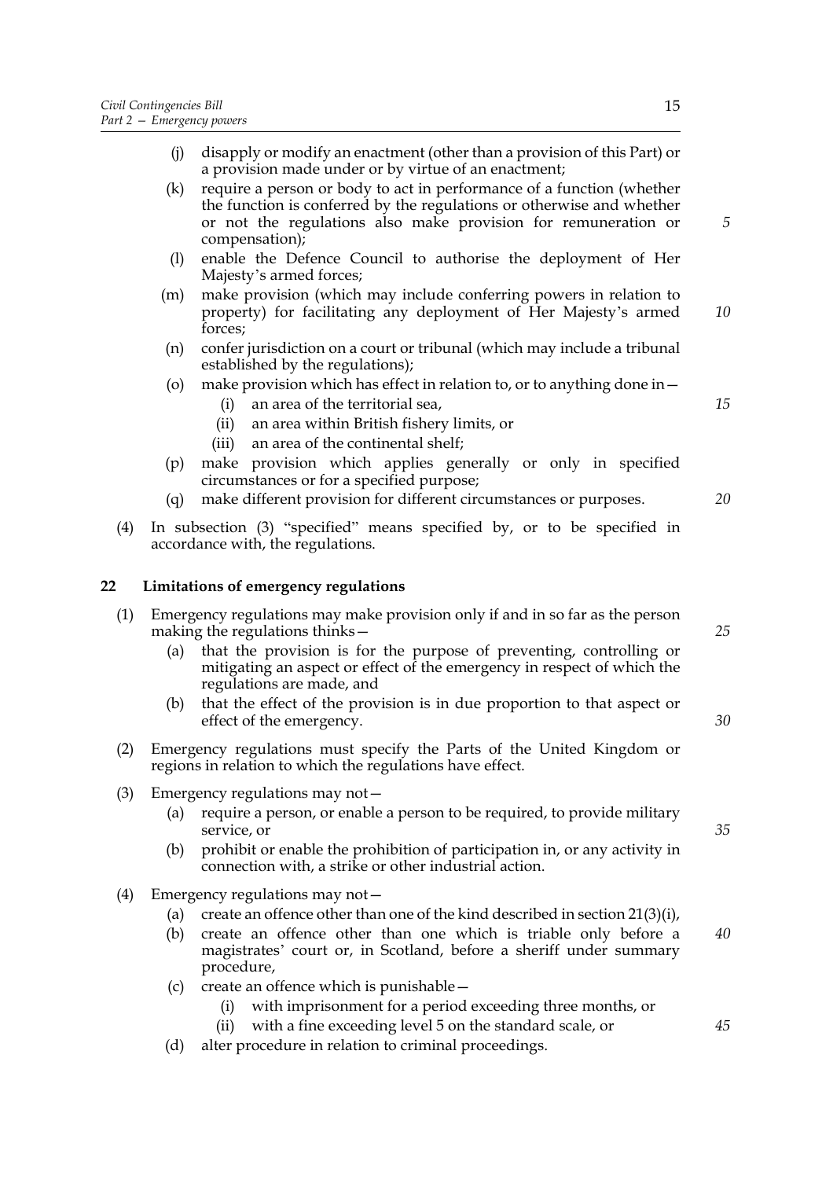(j) disapply or modify an enactment (other than a provision of this Part) or a provision made under or by virtue of an enactment;

(k) require a person or body to act in performance of a function (whether the function is conferred by the regulations or otherwise and whether or not the regulations also make provision for remuneration or compensation);

(l) enable the Defence Council to authorise the deployment of Her Majesty's armed forces;

(m) make provision (which may include conferring powers in relation to property) for facilitating any deployment of Her Majesty's armed forces;

(n) confer jurisdiction on a court or tribunal (which may include a tribunal established by the regulations);

(o) make provision which has effect in relation to, or to anything done in—

  (i) an area of the territorial sea,

  (ii) an area within British fishery limits, or

  (iii) an area of the continental shelf;

(p) make provision which applies generally or only in specified circumstances or for a specified purpose;

(q) make different provision for different circumstances or purposes.

(4) In subsection (3) "specified" means specified by, or to be specified in accordance with, the regulations.

## 22 Limitations of emergency regulations

(1) Emergency regulations may make provision only if and in so far as the person making the regulations thinks—

  (a) that the provision is for the purpose of preventing, controlling or mitigating an aspect or effect of the emergency in respect of which the regulations are made, and

  (b) that the effect of the provision is in due proportion to that aspect or effect of the emergency.

(2) Emergency regulations must specify the Parts of the United Kingdom or regions in relation to which the regulations have effect.

(3) Emergency regulations may not—

  (a) require a person, or enable a person to be required, to provide military service, or

  (b) prohibit or enable the prohibition of participation in, or any activity in connection with, a strike or other industrial action.

(4) Emergency regulations may not—

  (a) create an offence other than one of the kind described in section 21(3)(i),

  (b) create an offence other than one which is triable only before a magistrates' court or, in Scotland, before a sheriff under summary procedure,

  (c) create an offence which is punishable—

    (i) with imprisonment for a period exceeding three months, or

    (ii) with a fine exceeding level 5 on the standard scale, or

  (d) alter procedure in relation to criminal proceedings.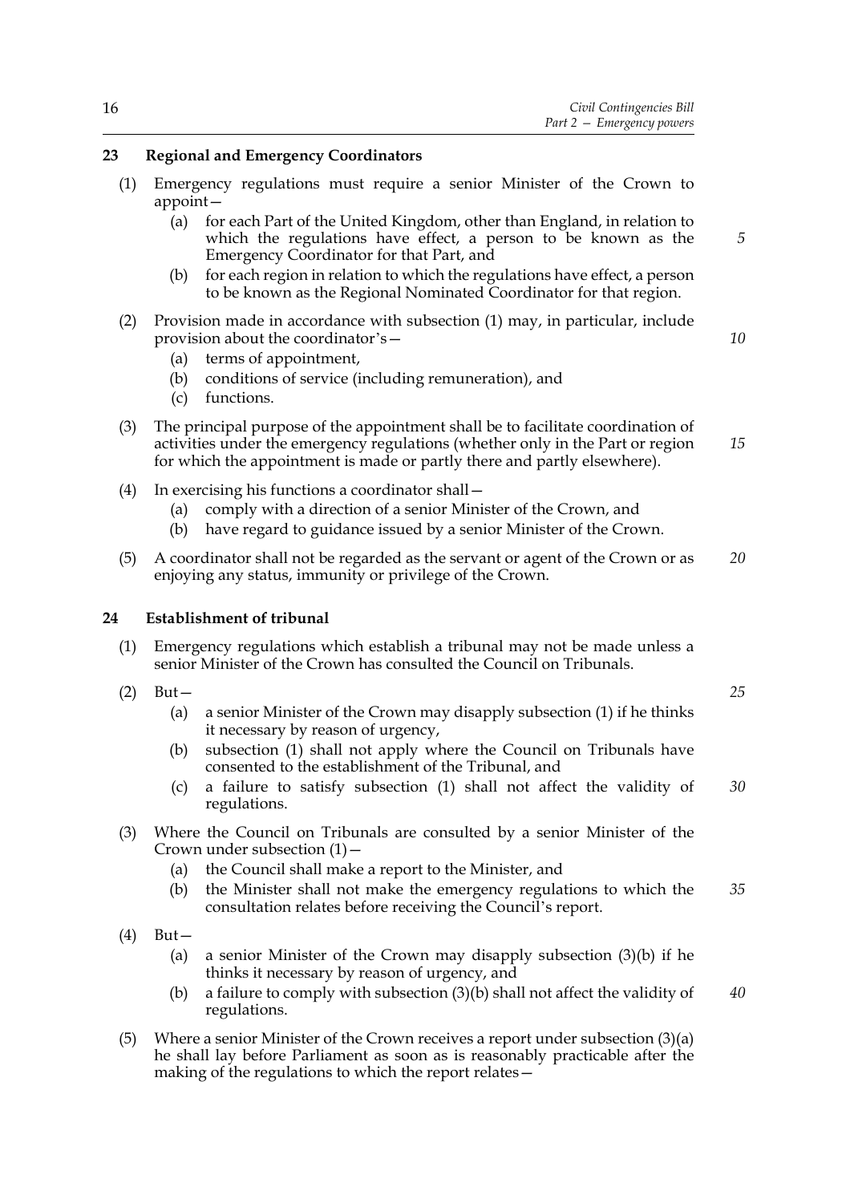## 23 Regional and Emergency Coordinators

(1) Emergency regulations must require a senior Minister of the Crown to appoint—

(a) for each Part of the United Kingdom, other than England, in relation to which the regulations have effect, a person to be known as the Emergency Coordinator for that Part, and

(b) for each region in relation to which the regulations have effect, a person to be known as the Regional Nominated Coordinator for that region.

(2) Provision made in accordance with subsection (1) may, in particular, include provision about the coordinator's—

(a) terms of appointment,

(b) conditions of service (including remuneration), and

(c) functions.

(3) The principal purpose of the appointment shall be to facilitate coordination of activities under the emergency regulations (whether only in the Part or region for which the appointment is made or partly there and partly elsewhere).

(4) In exercising his functions a coordinator shall—

(a) comply with a direction of a senior Minister of the Crown, and

(b) have regard to guidance issued by a senior Minister of the Crown.

(5) A coordinator shall not be regarded as the servant or agent of the Crown or as enjoying any status, immunity or privilege of the Crown.

## 24 Establishment of tribunal

(1) Emergency regulations which establish a tribunal may not be made unless a senior Minister of the Crown has consulted the Council on Tribunals.

(2) But—

(a) a senior Minister of the Crown may disapply subsection (1) if he thinks it necessary by reason of urgency,

(b) subsection (1) shall not apply where the Council on Tribunals have consented to the establishment of the Tribunal, and

(c) a failure to satisfy subsection (1) shall not affect the validity of regulations.

(3) Where the Council on Tribunals are consulted by a senior Minister of the Crown under subsection (1)—

(a) the Council shall make a report to the Minister, and

(b) the Minister shall not make the emergency regulations to which the consultation relates before receiving the Council's report.

(4) But—

(a) a senior Minister of the Crown may disapply subsection (3)(b) if he thinks it necessary by reason of urgency, and

(b) a failure to comply with subsection (3)(b) shall not affect the validity of regulations.

(5) Where a senior Minister of the Crown receives a report under subsection (3)(a) he shall lay before Parliament as soon as is reasonably practicable after the making of the regulations to which the report relates—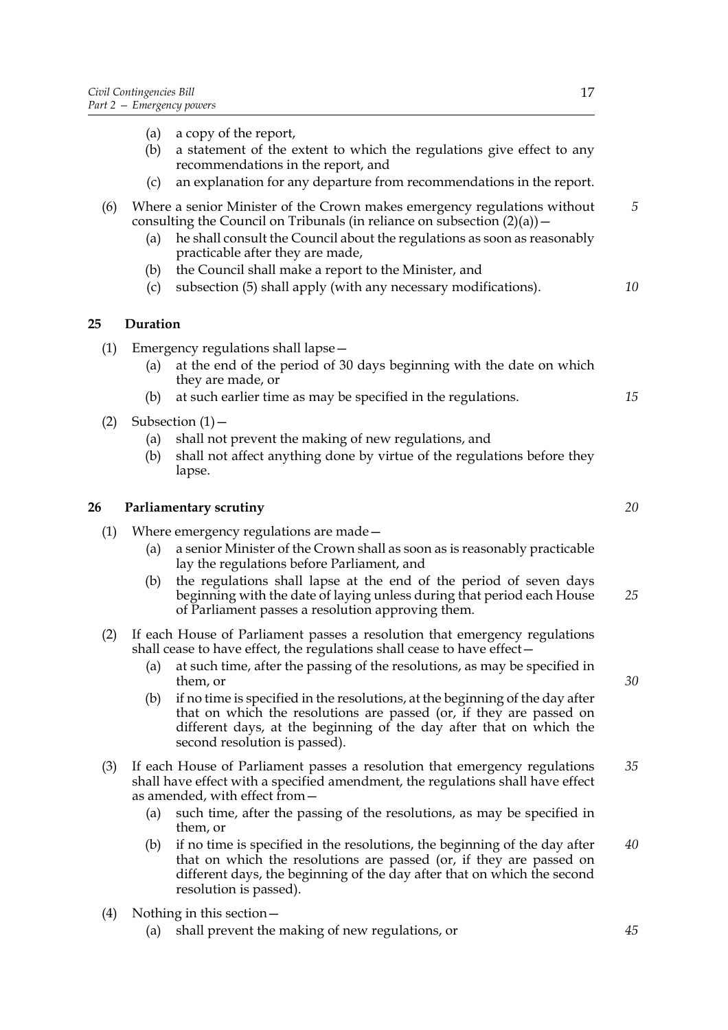(a) a copy of the report,

(b) a statement of the extent to which the regulations give effect to any recommendations in the report, and

(c) an explanation for any departure from recommendations in the report.

(6) Where a senior Minister of the Crown makes emergency regulations without consulting the Council on Tribunals (in reliance on subsection (2)(a))—

(a) he shall consult the Council about the regulations as soon as reasonably practicable after they are made,

(b) the Council shall make a report to the Minister, and

(c) subsection (5) shall apply (with any necessary modifications).

### 25 Duration

(1) Emergency regulations shall lapse—

(a) at the end of the period of 30 days beginning with the date on which they are made, or

(b) at such earlier time as may be specified in the regulations.

(2) Subsection (1)—

(a) shall not prevent the making of new regulations, and

(b) shall not affect anything done by virtue of the regulations before they lapse.

### 26 Parliamentary scrutiny

(1) Where emergency regulations are made—

(a) a senior Minister of the Crown shall as soon as is reasonably practicable lay the regulations before Parliament, and

(b) the regulations shall lapse at the end of the period of seven days beginning with the date of laying unless during that period each House of Parliament passes a resolution approving them.

(2) If each House of Parliament passes a resolution that emergency regulations shall cease to have effect, the regulations shall cease to have effect—

(a) at such time, after the passing of the resolutions, as may be specified in them, or

(b) if no time is specified in the resolutions, at the beginning of the day after that on which the resolutions are passed (or, if they are passed on different days, at the beginning of the day after that on which the second resolution is passed).

(3) If each House of Parliament passes a resolution that emergency regulations shall have effect with a specified amendment, the regulations shall have effect as amended, with effect from—

(a) such time, after the passing of the resolutions, as may be specified in them, or

(b) if no time is specified in the resolutions, the beginning of the day after that on which the resolutions are passed (or, if they are passed on different days, the beginning of the day after that on which the second resolution is passed).

(4) Nothing in this section—

(a) shall prevent the making of new regulations, or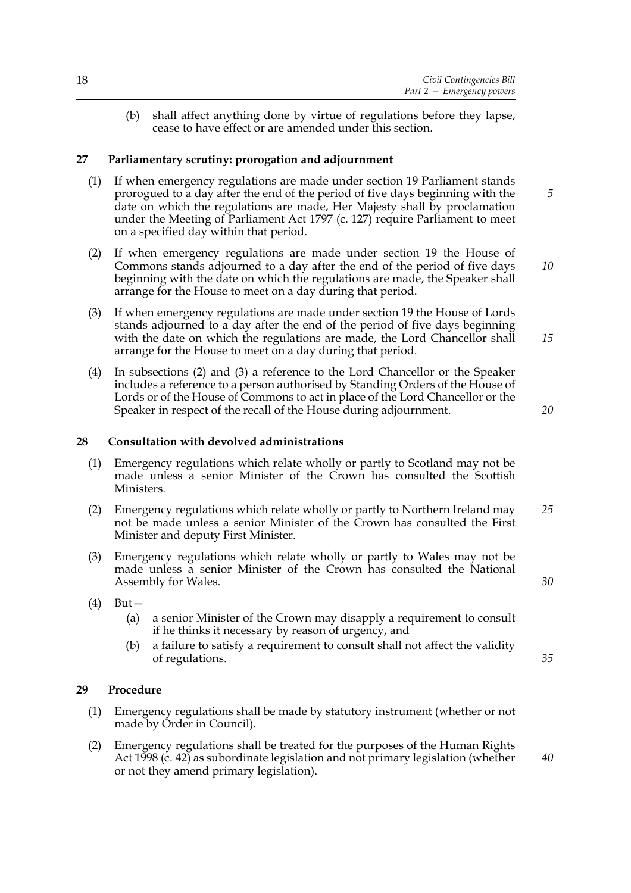(b) shall affect anything done by virtue of regulations before they lapse, cease to have effect or are amended under this section.

### 27 Parliamentary scrutiny: prorogation and adjournment

(1) If when emergency regulations are made under section 19 Parliament stands prorogued to a day after the end of the period of five days beginning with the date on which the regulations are made, Her Majesty shall by proclamation under the Meeting of Parliament Act 1797 (c. 127) require Parliament to meet on a specified day within that period.

(2) If when emergency regulations are made under section 19 the House of Commons stands adjourned to a day after the end of the period of five days beginning with the date on which the regulations are made, the Speaker shall arrange for the House to meet on a day during that period.

(3) If when emergency regulations are made under section 19 the House of Lords stands adjourned to a day after the end of the period of five days beginning with the date on which the regulations are made, the Lord Chancellor shall arrange for the House to meet on a day during that period.

(4) In subsections (2) and (3) a reference to the Lord Chancellor or the Speaker includes a reference to a person authorised by Standing Orders of the House of Lords or of the House of Commons to act in place of the Lord Chancellor or the Speaker in respect of the recall of the House during adjournment.

### 28 Consultation with devolved administrations

(1) Emergency regulations which relate wholly or partly to Scotland may not be made unless a senior Minister of the Crown has consulted the Scottish Ministers.

(2) Emergency regulations which relate wholly or partly to Northern Ireland may not be made unless a senior Minister of the Crown has consulted the First Minister and deputy First Minister.

(3) Emergency regulations which relate wholly or partly to Wales may not be made unless a senior Minister of the Crown has consulted the National Assembly for Wales.

(4) But—

(a) a senior Minister of the Crown may disapply a requirement to consult if he thinks it necessary by reason of urgency, and

(b) a failure to satisfy a requirement to consult shall not affect the validity of regulations.

### 29 Procedure

(1) Emergency regulations shall be made by statutory instrument (whether or not made by Order in Council).

(2) Emergency regulations shall be treated for the purposes of the Human Rights Act 1998 (c. 42) as subordinate legislation and not primary legislation (whether or not they amend primary legislation).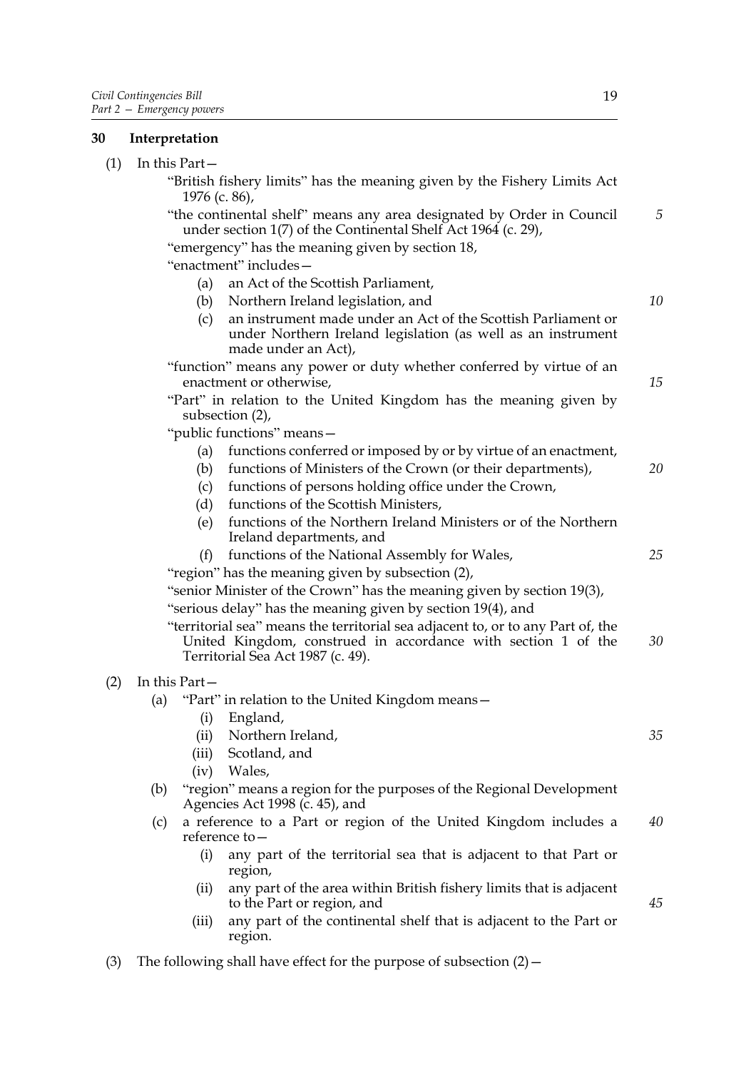## 30 Interpretation

(1) In this Part—

"British fishery limits" has the meaning given by the Fishery Limits Act 1976 (c. 86),

"the continental shelf" means any area designated by Order in Council under section 1(7) of the Continental Shelf Act 1964 (c. 29),

"emergency" has the meaning given by section 18,

"enactment" includes—

- (a) an Act of the Scottish Parliament,
- (b) Northern Ireland legislation, and
- (c) an instrument made under an Act of the Scottish Parliament or under Northern Ireland legislation (as well as an instrument made under an Act),

"function" means any power or duty whether conferred by virtue of an enactment or otherwise,

"Part" in relation to the United Kingdom has the meaning given by subsection (2),

"public functions" means—

- (a) functions conferred or imposed by or by virtue of an enactment,
- (b) functions of Ministers of the Crown (or their departments),
- (c) functions of persons holding office under the Crown,
- (d) functions of the Scottish Ministers,
- (e) functions of the Northern Ireland Ministers or of the Northern Ireland departments, and
- (f) functions of the National Assembly for Wales,

"region" has the meaning given by subsection (2),

"senior Minister of the Crown" has the meaning given by section 19(3),

"serious delay" has the meaning given by section 19(4), and

"territorial sea" means the territorial sea adjacent to, or to any Part of, the United Kingdom, construed in accordance with section 1 of the Territorial Sea Act 1987 (c. 49).

(2) In this Part—

- (a) "Part" in relation to the United Kingdom means—
  - (i) England,
  - (ii) Northern Ireland,
  - (iii) Scotland, and
  - (iv) Wales,
- (b) "region" means a region for the purposes of the Regional Development Agencies Act 1998 (c. 45), and
- (c) a reference to a Part or region of the United Kingdom includes a reference to—
  - (i) any part of the territorial sea that is adjacent to that Part or region,
  - (ii) any part of the area within British fishery limits that is adjacent to the Part or region, and
  - (iii) any part of the continental shelf that is adjacent to the Part or region.

(3) The following shall have effect for the purpose of subsection (2)—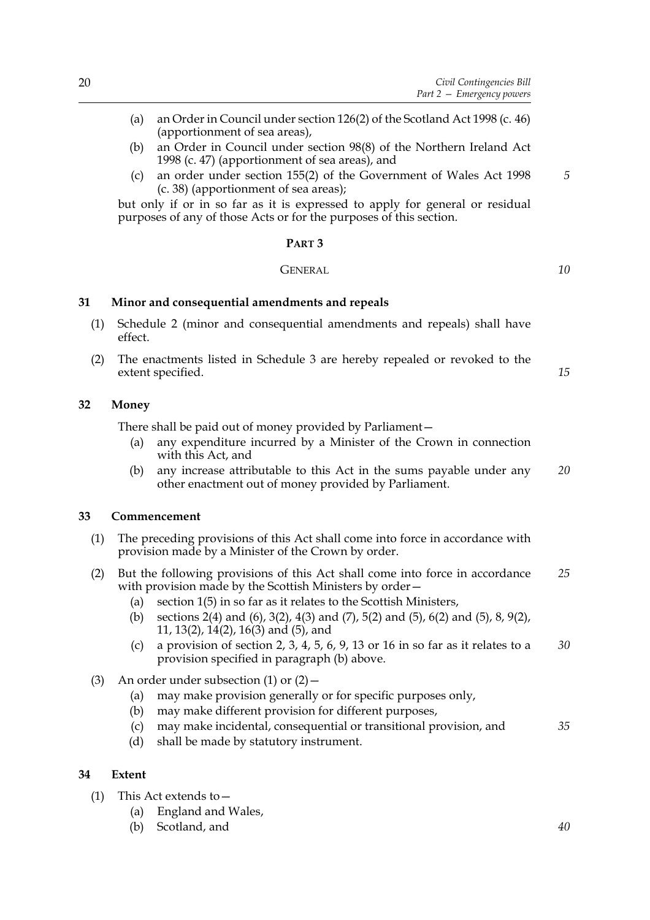(a) an Order in Council under section 126(2) of the Scotland Act 1998 (c. 46) (apportionment of sea areas),

(b) an Order in Council under section 98(8) of the Northern Ireland Act 1998 (c. 47) (apportionment of sea areas), and

(c) an order under section 155(2) of the Government of Wales Act 1998 (c. 38) (apportionment of sea areas);

but only if or in so far as it is expressed to apply for general or residual purposes of any of those Acts or for the purposes of this section.

## PART 3

## GENERAL

### 31 Minor and consequential amendments and repeals

(1) Schedule 2 (minor and consequential amendments and repeals) shall have effect.

(2) The enactments listed in Schedule 3 are hereby repealed or revoked to the extent specified.

### 32 Money

There shall be paid out of money provided by Parliament—

(a) any expenditure incurred by a Minister of the Crown in connection with this Act, and

(b) any increase attributable to this Act in the sums payable under any other enactment out of money provided by Parliament.

### 33 Commencement

(1) The preceding provisions of this Act shall come into force in accordance with provision made by a Minister of the Crown by order.

(2) But the following provisions of this Act shall come into force in accordance with provision made by the Scottish Ministers by order—

(a) section 1(5) in so far as it relates to the Scottish Ministers,

(b) sections 2(4) and (6), 3(2), 4(3) and (7), 5(2) and (5), 6(2) and (5), 8, 9(2), 11, 13(2), 14(2), 16(3) and (5), and

(c) a provision of section 2, 3, 4, 5, 6, 9, 13 or 16 in so far as it relates to a provision specified in paragraph (b) above.

(3) An order under subsection (1) or (2)—

(a) may make provision generally or for specific purposes only,

(b) may make different provision for different purposes,

(c) may make incidental, consequential or transitional provision, and

(d) shall be made by statutory instrument.

### 34 Extent

(1) This Act extends to—

(a) England and Wales,

(b) Scotland, and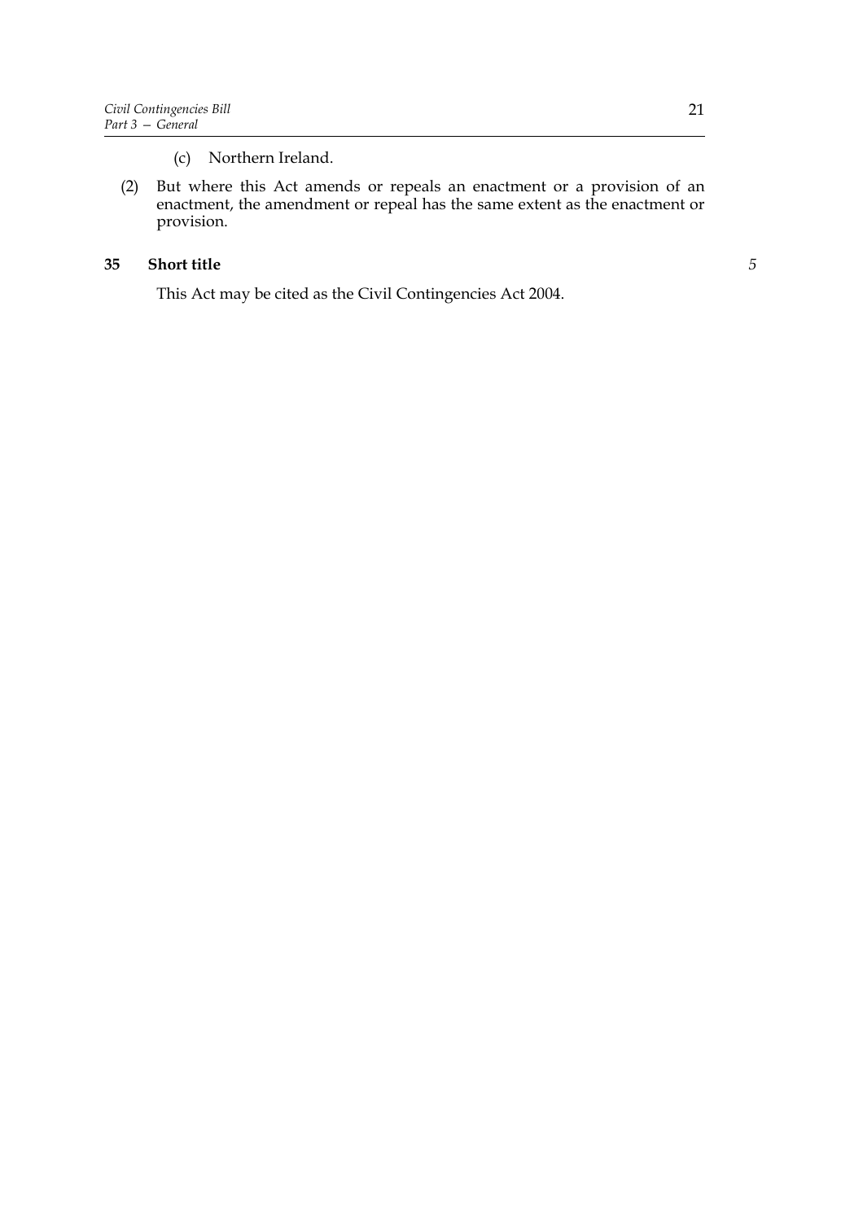(c) Northern Ireland.

(2) But where this Act amends or repeals an enactment or a provision of an enactment, the amendment or repeal has the same extent as the enactment or provision.

**35 Short title**

This Act may be cited as the Civil Contingencies Act 2004.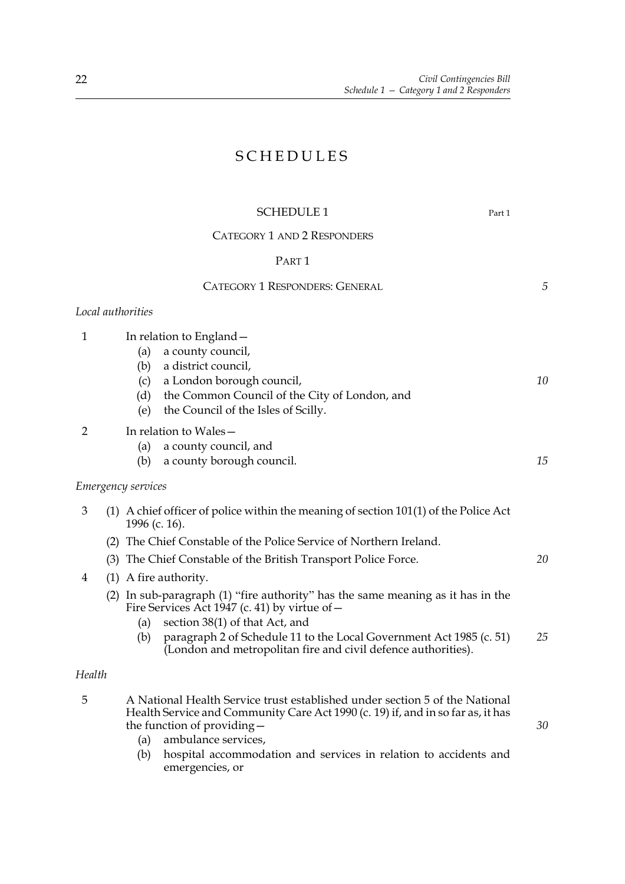# SCHEDULES

## SCHEDULE 1

Part 1

### CATEGORY 1 AND 2 RESPONDERS

#### PART 1

#### CATEGORY 1 RESPONDERS: GENERAL

*Local authorities*

1 In relation to England—

(a) a county council,

(b) a district council,

(c) a London borough council,

(d) the Common Council of the City of London, and

(e) the Council of the Isles of Scilly.

2 In relation to Wales—

(a) a county council, and

(b) a county borough council.

*Emergency services*

3 (1) A chief officer of police within the meaning of section 101(1) of the Police Act 1996 (c. 16).

(2) The Chief Constable of the Police Service of Northern Ireland.

(3) The Chief Constable of the British Transport Police Force.

4 (1) A fire authority.

(2) In sub-paragraph (1) "fire authority" has the same meaning as it has in the Fire Services Act 1947 (c. 41) by virtue of—

(a) section 38(1) of that Act, and

(b) paragraph 2 of Schedule 11 to the Local Government Act 1985 (c. 51) (London and metropolitan fire and civil defence authorities).

*Health*

5 A National Health Service trust established under section 5 of the National Health Service and Community Care Act 1990 (c. 19) if, and in so far as, it has the function of providing—

(a) ambulance services,

(b) hospital accommodation and services in relation to accidents and emergencies, or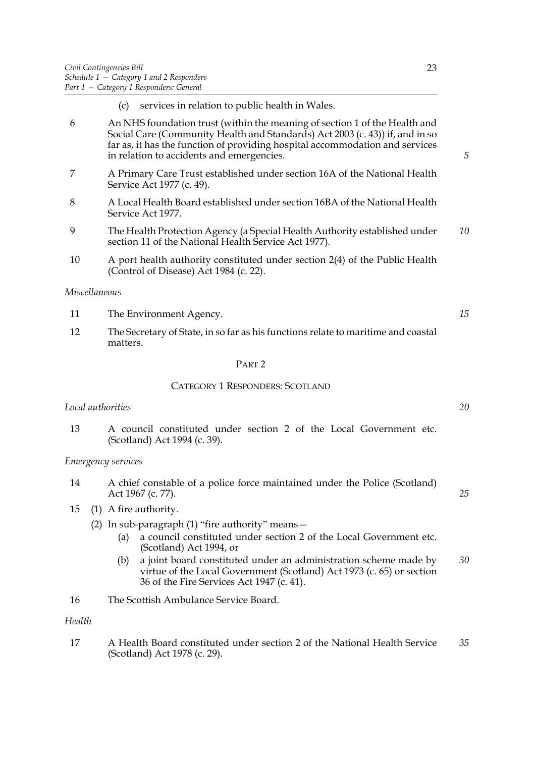(c) services in relation to public health in Wales.

6 An NHS foundation trust (within the meaning of section 1 of the Health and Social Care (Community Health and Standards) Act 2003 (c. 43)) if, and in so far as, it has the function of providing hospital accommodation and services in relation to accidents and emergencies.

7 A Primary Care Trust established under section 16A of the National Health Service Act 1977 (c. 49).

8 A Local Health Board established under section 16BA of the National Health Service Act 1977.

9 The Health Protection Agency (a Special Health Authority established under section 11 of the National Health Service Act 1977).

10 A port health authority constituted under section 2(4) of the Public Health (Control of Disease) Act 1984 (c. 22).

*Miscellaneous*

11 The Environment Agency.

12 The Secretary of State, in so far as his functions relate to maritime and coastal matters.

## PART 2

### CATEGORY 1 RESPONDERS: SCOTLAND

*Local authorities*

13 A council constituted under section 2 of the Local Government etc. (Scotland) Act 1994 (c. 39).

*Emergency services*

14 A chief constable of a police force maintained under the Police (Scotland) Act 1967 (c. 77).

15 (1) A fire authority.

(2) In sub-paragraph (1) "fire authority" means—

(a) a council constituted under section 2 of the Local Government etc. (Scotland) Act 1994, or

(b) a joint board constituted under an administration scheme made by virtue of the Local Government (Scotland) Act 1973 (c. 65) or section 36 of the Fire Services Act 1947 (c. 41).

16 The Scottish Ambulance Service Board.

*Health*

17 A Health Board constituted under section 2 of the National Health Service (Scotland) Act 1978 (c. 29).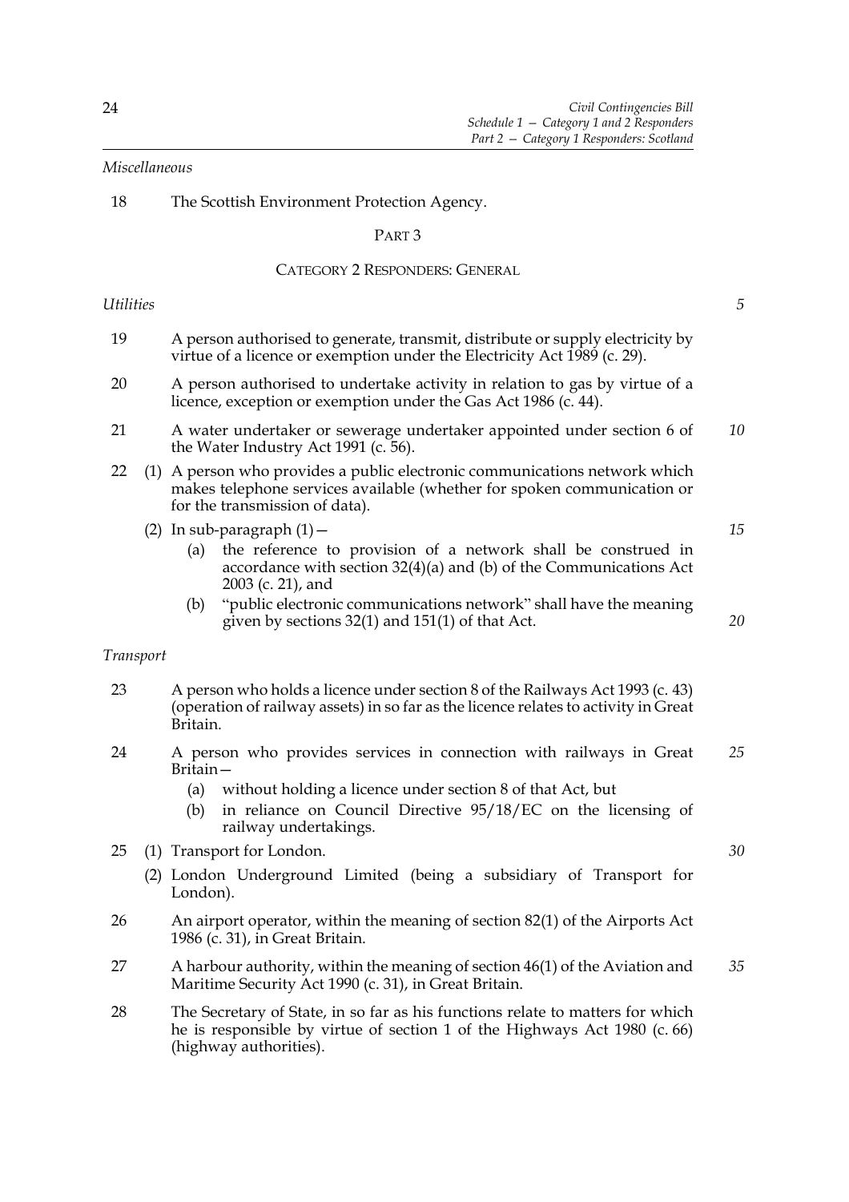*Miscellaneous*

18 The Scottish Environment Protection Agency.

## PART 3

## CATEGORY 2 RESPONDERS: GENERAL

*Utilities*

19 A person authorised to generate, transmit, distribute or supply electricity by virtue of a licence or exemption under the Electricity Act 1989 (c. 29).

20 A person authorised to undertake activity in relation to gas by virtue of a licence, exception or exemption under the Gas Act 1986 (c. 44).

21 A water undertaker or sewerage undertaker appointed under section 6 of the Water Industry Act 1991 (c. 56).

22 (1) A person who provides a public electronic communications network which makes telephone services available (whether for spoken communication or for the transmission of data).

(2) In sub-paragraph (1)—

- (a) the reference to provision of a network shall be construed in accordance with section 32(4)(a) and (b) of the Communications Act 2003 (c. 21), and
- (b) "public electronic communications network" shall have the meaning given by sections 32(1) and 151(1) of that Act.

*Transport*

23 A person who holds a licence under section 8 of the Railways Act 1993 (c. 43) (operation of railway assets) in so far as the licence relates to activity in Great Britain.

24 A person who provides services in connection with railways in Great Britain—

- (a) without holding a licence under section 8 of that Act, but
- (b) in reliance on Council Directive 95/18/EC on the licensing of railway undertakings.

25 (1) Transport for London.

(2) London Underground Limited (being a subsidiary of Transport for London).

26 An airport operator, within the meaning of section 82(1) of the Airports Act 1986 (c. 31), in Great Britain.

27 A harbour authority, within the meaning of section 46(1) of the Aviation and Maritime Security Act 1990 (c. 31), in Great Britain.

28 The Secretary of State, in so far as his functions relate to matters for which he is responsible by virtue of section 1 of the Highways Act 1980 (c. 66) (highway authorities).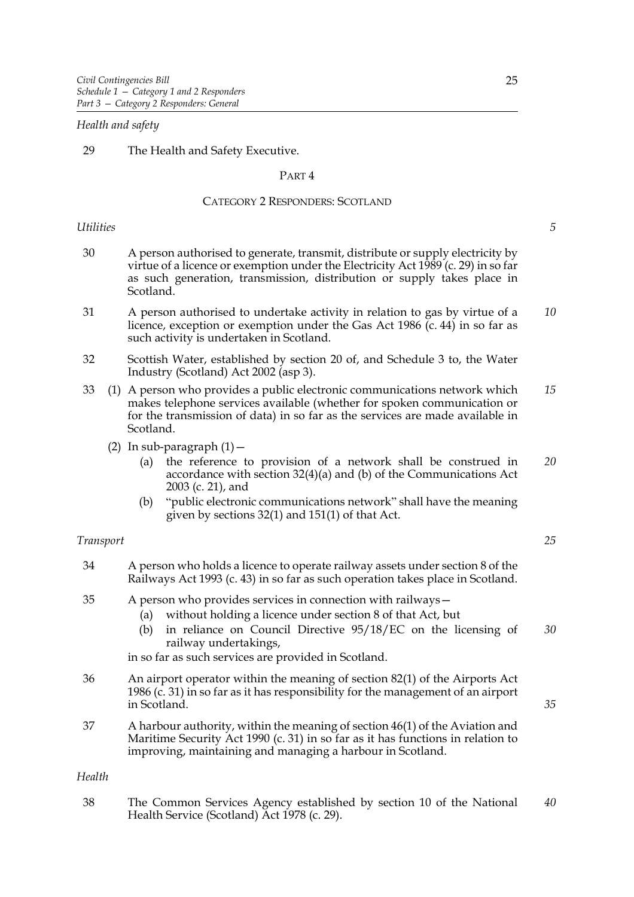*Health and safety*

29 The Health and Safety Executive.

## PART 4

### CATEGORY 2 RESPONDERS: SCOTLAND

*Utilities*

30 A person authorised to generate, transmit, distribute or supply electricity by virtue of a licence or exemption under the Electricity Act 1989 (c. 29) in so far as such generation, transmission, distribution or supply takes place in Scotland.

31 A person authorised to undertake activity in relation to gas by virtue of a licence, exception or exemption under the Gas Act 1986 (c. 44) in so far as such activity is undertaken in Scotland.

32 Scottish Water, established by section 20 of, and Schedule 3 to, the Water Industry (Scotland) Act 2002 (asp 3).

33 (1) A person who provides a public electronic communications network which makes telephone services available (whether for spoken communication or for the transmission of data) in so far as the services are made available in Scotland.

(2) In sub-paragraph (1)—

(a) the reference to provision of a network shall be construed in accordance with section 32(4)(a) and (b) of the Communications Act 2003 (c. 21), and

(b) "public electronic communications network" shall have the meaning given by sections 32(1) and 151(1) of that Act.

*Transport*

34 A person who holds a licence to operate railway assets under section 8 of the Railways Act 1993 (c. 43) in so far as such operation takes place in Scotland.

35 A person who provides services in connection with railways—

(a) without holding a licence under section 8 of that Act, but

(b) in reliance on Council Directive 95/18/EC on the licensing of railway undertakings,

in so far as such services are provided in Scotland.

36 An airport operator within the meaning of section 82(1) of the Airports Act 1986 (c. 31) in so far as it has responsibility for the management of an airport in Scotland.

37 A harbour authority, within the meaning of section 46(1) of the Aviation and Maritime Security Act 1990 (c. 31) in so far as it has functions in relation to improving, maintaining and managing a harbour in Scotland.

*Health*

38 The Common Services Agency established by section 10 of the National Health Service (Scotland) Act 1978 (c. 29).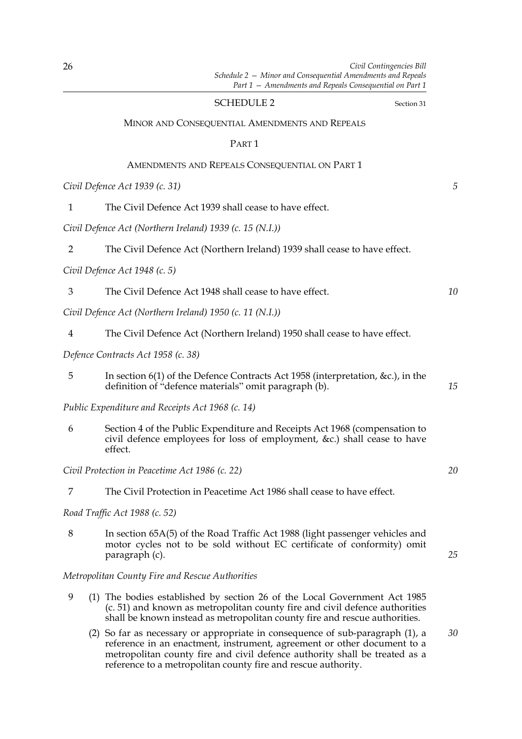## SCHEDULE 2

Section 31

### MINOR AND CONSEQUENTIAL AMENDMENTS AND REPEALS

#### PART 1

#### AMENDMENTS AND REPEALS CONSEQUENTIAL ON PART 1

*Civil Defence Act 1939 (c. 31)*

1 The Civil Defence Act 1939 shall cease to have effect.

*Civil Defence Act (Northern Ireland) 1939 (c. 15 (N.I.))*

2 The Civil Defence Act (Northern Ireland) 1939 shall cease to have effect.

*Civil Defence Act 1948 (c. 5)*

3 The Civil Defence Act 1948 shall cease to have effect.

*Civil Defence Act (Northern Ireland) 1950 (c. 11 (N.I.))*

4 The Civil Defence Act (Northern Ireland) 1950 shall cease to have effect.

*Defence Contracts Act 1958 (c. 38)*

5 In section 6(1) of the Defence Contracts Act 1958 (interpretation, &c.), in the definition of "defence materials" omit paragraph (b).

*Public Expenditure and Receipts Act 1968 (c. 14)*

6 Section 4 of the Public Expenditure and Receipts Act 1968 (compensation to civil defence employees for loss of employment, &c.) shall cease to have effect.

*Civil Protection in Peacetime Act 1986 (c. 22)*

7 The Civil Protection in Peacetime Act 1986 shall cease to have effect.

*Road Traffic Act 1988 (c. 52)*

8 In section 65A(5) of the Road Traffic Act 1988 (light passenger vehicles and motor cycles not to be sold without EC certificate of conformity) omit paragraph (c).

*Metropolitan County Fire and Rescue Authorities*

9 (1) The bodies established by section 26 of the Local Government Act 1985 (c. 51) and known as metropolitan county fire and civil defence authorities shall be known instead as metropolitan county fire and rescue authorities.

(2) So far as necessary or appropriate in consequence of sub-paragraph (1), a reference in an enactment, instrument, agreement or other document to a metropolitan county fire and civil defence authority shall be treated as a reference to a metropolitan county fire and rescue authority.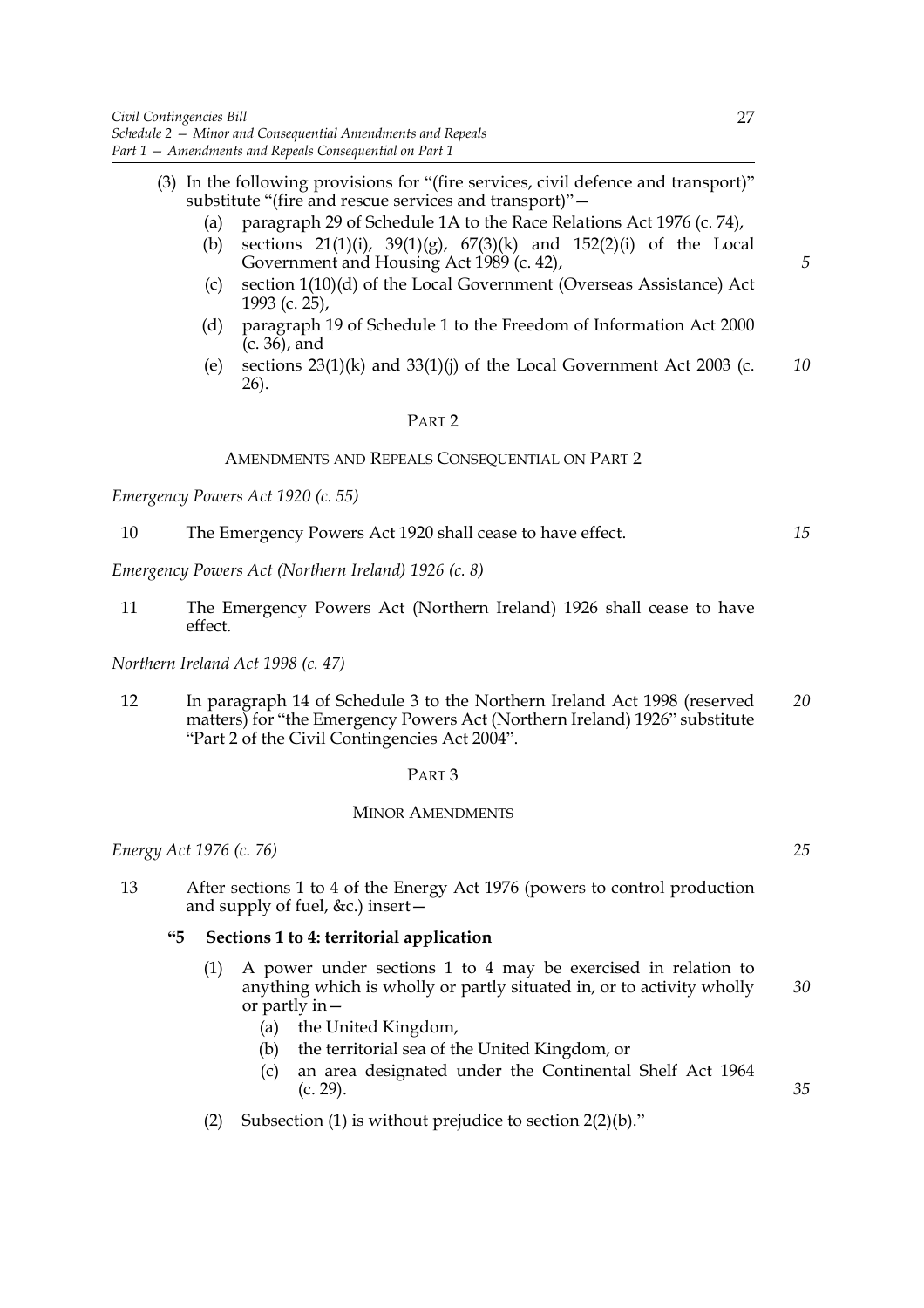(3) In the following provisions for "(fire services, civil defence and transport)" substitute "(fire and rescue services and transport)"—

   (a) paragraph 29 of Schedule 1A to the Race Relations Act 1976 (c. 74),
   (b) sections 21(1)(i), 39(1)(g), 67(3)(k) and 152(2)(i) of the Local Government and Housing Act 1989 (c. 42),
   (c) section 1(10)(d) of the Local Government (Overseas Assistance) Act 1993 (c. 25),
   (d) paragraph 19 of Schedule 1 to the Freedom of Information Act 2000 (c. 36), and
   (e) sections 23(1)(k) and 33(1)(j) of the Local Government Act 2003 (c. 26).

## PART 2

### AMENDMENTS AND REPEALS CONSEQUENTIAL ON PART 2

*Emergency Powers Act 1920 (c. 55)*

10 The Emergency Powers Act 1920 shall cease to have effect.

*Emergency Powers Act (Northern Ireland) 1926 (c. 8)*

11 The Emergency Powers Act (Northern Ireland) 1926 shall cease to have effect.

*Northern Ireland Act 1998 (c. 47)*

12 In paragraph 14 of Schedule 3 to the Northern Ireland Act 1998 (reserved matters) for "the Emergency Powers Act (Northern Ireland) 1926" substitute "Part 2 of the Civil Contingencies Act 2004".

## PART 3

### MINOR AMENDMENTS

*Energy Act 1976 (c. 76)*

13 After sections 1 to 4 of the Energy Act 1976 (powers to control production and supply of fuel, &c.) insert—

**"5 Sections 1 to 4: territorial application**

(1) A power under sections 1 to 4 may be exercised in relation to anything which is wholly or partly situated in, or to activity wholly or partly in—

   (a) the United Kingdom,
   (b) the territorial sea of the United Kingdom, or
   (c) an area designated under the Continental Shelf Act 1964 (c. 29).

(2) Subsection (1) is without prejudice to section 2(2)(b)."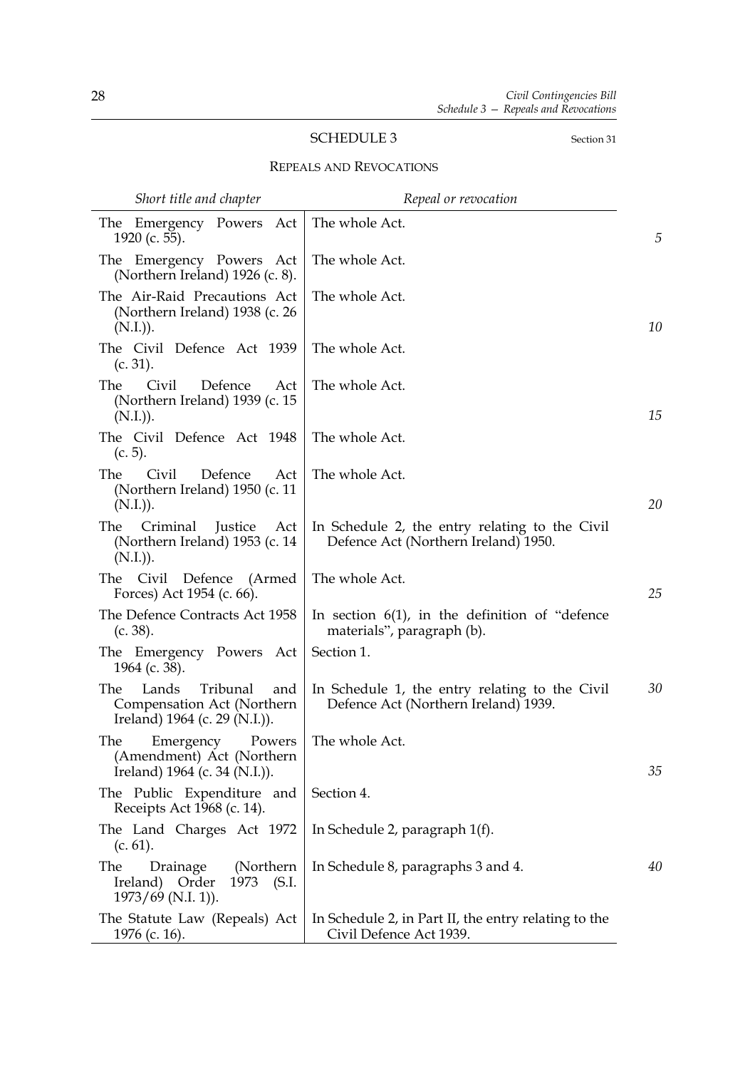## SCHEDULE 3

Section 31

### REPEALS AND REVOCATIONS

| *Short title and chapter* | *Repeal or revocation* |
|---|---|
| The Emergency Powers Act 1920 (c. 55). | The whole Act. |
| The Emergency Powers Act (Northern Ireland) 1926 (c. 8). | The whole Act. |
| The Air-Raid Precautions Act (Northern Ireland) 1938 (c. 26 (N.I.)). | The whole Act. |
| The Civil Defence Act 1939 (c. 31). | The whole Act. |
| The Civil Defence Act (Northern Ireland) 1939 (c. 15 (N.I.)). | The whole Act. |
| The Civil Defence Act 1948 (c. 5). | The whole Act. |
| The Civil Defence Act (Northern Ireland) 1950 (c. 11 (N.I.)). | The whole Act. |
| The Criminal Justice Act (Northern Ireland) 1953 (c. 14 (N.I.)). | In Schedule 2, the entry relating to the Civil Defence Act (Northern Ireland) 1950. |
| The Civil Defence (Armed Forces) Act 1954 (c. 66). | The whole Act. |
| The Defence Contracts Act 1958 (c. 38). | In section 6(1), in the definition of "defence materials", paragraph (b). |
| The Emergency Powers Act 1964 (c. 38). | Section 1. |
| The Lands Tribunal and Compensation Act (Northern Ireland) 1964 (c. 29 (N.I.)). | In Schedule 1, the entry relating to the Civil Defence Act (Northern Ireland) 1939. |
| The Emergency Powers (Amendment) Act (Northern Ireland) 1964 (c. 34 (N.I.)). | The whole Act. |
| The Public Expenditure and Receipts Act 1968 (c. 14). | Section 4. |
| The Land Charges Act 1972 (c. 61). | In Schedule 2, paragraph 1(f). |
| The Drainage (Northern Ireland) Order 1973 (S.I. 1973/69 (N.I. 1)). | In Schedule 8, paragraphs 3 and 4. |
| The Statute Law (Repeals) Act 1976 (c. 16). | In Schedule 2, in Part II, the entry relating to the Civil Defence Act 1939. |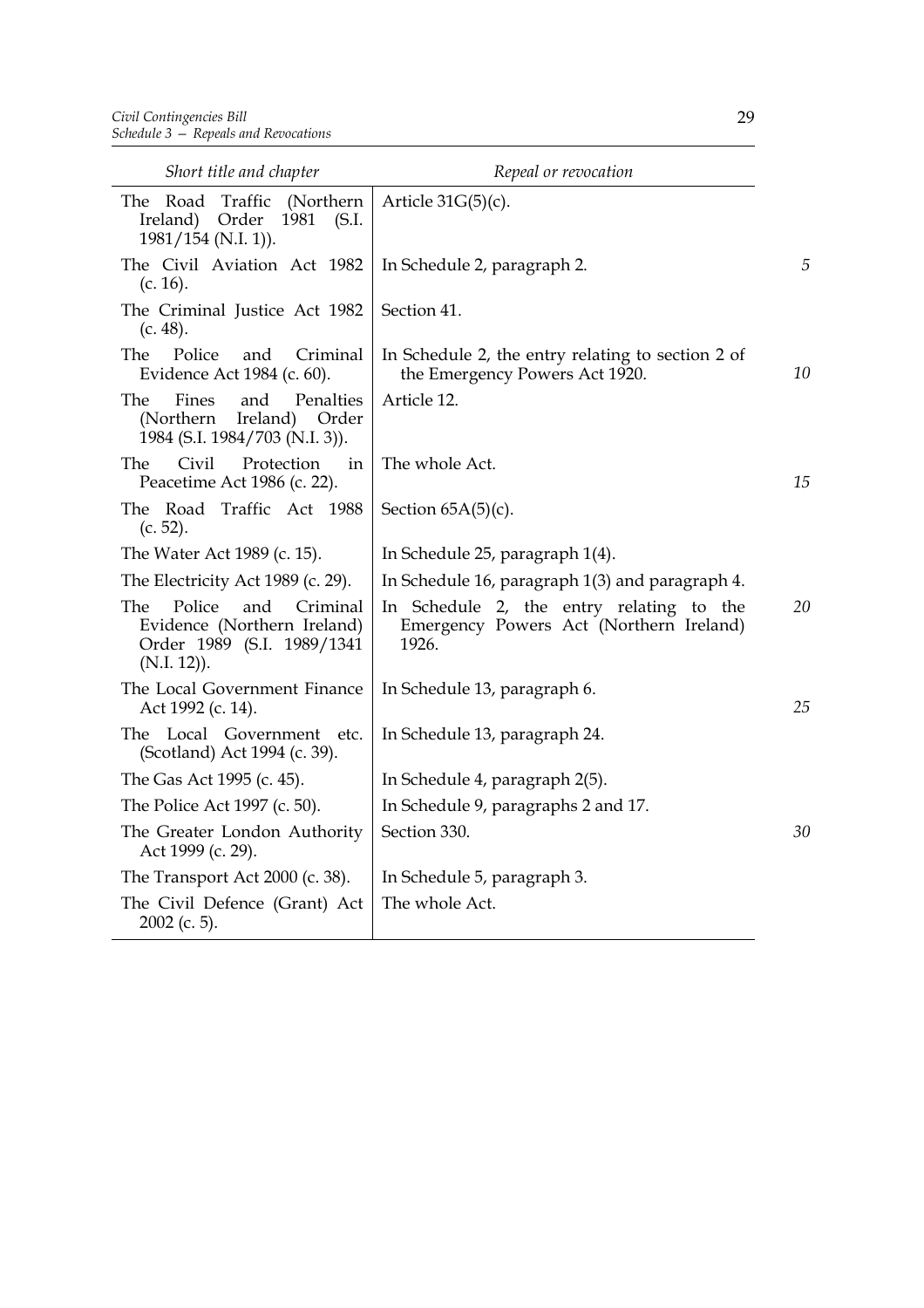| Short title and chapter | Repeal or revocation |
| --- | --- |
| The Road Traffic (Northern Ireland) Order 1981 (S.I. 1981/154 (N.I. 1)). | Article 31G(5)(c). |
| The Civil Aviation Act 1982 (c. 16). | In Schedule 2, paragraph 2. |
| The Criminal Justice Act 1982 (c. 48). | Section 41. |
| The Police and Criminal Evidence Act 1984 (c. 60). | In Schedule 2, the entry relating to section 2 of the Emergency Powers Act 1920. |
| The Fines and Penalties (Northern Ireland) Order 1984 (S.I. 1984/703 (N.I. 3)). | Article 12. |
| The Civil Protection in Peacetime Act 1986 (c. 22). | The whole Act. |
| The Road Traffic Act 1988 (c. 52). | Section 65A(5)(c). |
| The Water Act 1989 (c. 15). | In Schedule 25, paragraph 1(4). |
| The Electricity Act 1989 (c. 29). | In Schedule 16, paragraph 1(3) and paragraph 4. |
| The Police and Criminal Evidence (Northern Ireland) Order 1989 (S.I. 1989/1341 (N.I. 12)). | In Schedule 2, the entry relating to the Emergency Powers Act (Northern Ireland) 1926. |
| The Local Government Finance Act 1992 (c. 14). | In Schedule 13, paragraph 6. |
| The Local Government etc. (Scotland) Act 1994 (c. 39). | In Schedule 13, paragraph 24. |
| The Gas Act 1995 (c. 45). | In Schedule 4, paragraph 2(5). |
| The Police Act 1997 (c. 50). | In Schedule 9, paragraphs 2 and 17. |
| The Greater London Authority Act 1999 (c. 29). | Section 330. |
| The Transport Act 2000 (c. 38). | In Schedule 5, paragraph 3. |
| The Civil Defence (Grant) Act 2002 (c. 5). | The whole Act. |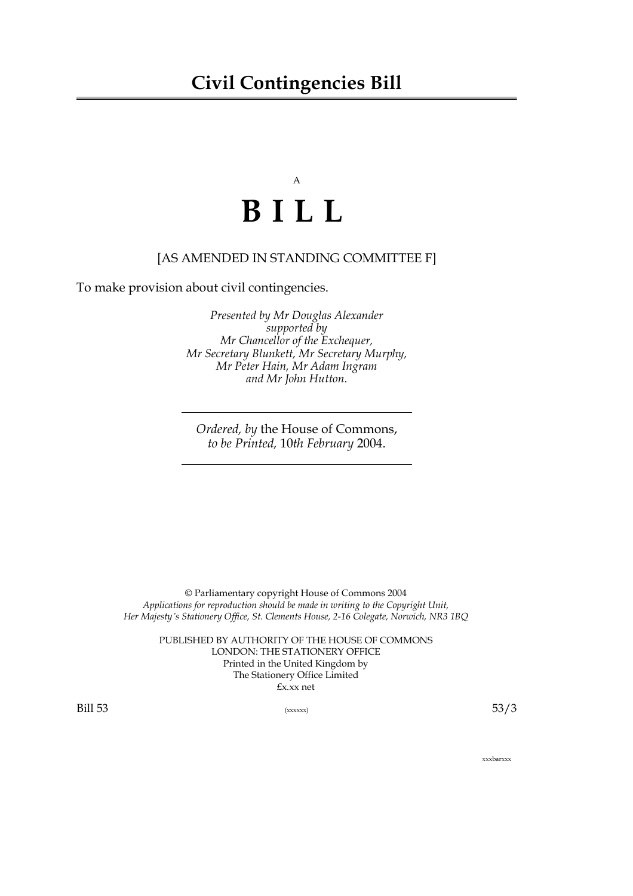# Civil Contingencies Bill

A

# B I L L

[AS AMENDED IN STANDING COMMITTEE F]

To make provision about civil contingencies.

*Presented by Mr Douglas Alexander supported by Mr Chancellor of the Exchequer, Mr Secretary Blunkett, Mr Secretary Murphy, Mr Peter Hain, Mr Adam Ingram and Mr John Hutton.*

*Ordered, by* the House of Commons, *to be Printed,* 10*th February* 2004.

© Parliamentary copyright House of Commons 2004
*Applications for reproduction should be made in writing to the Copyright Unit, Her Majesty's Stationery Office, St. Clements House, 2-16 Colegate, Norwich, NR3 1BQ*

PUBLISHED BY AUTHORITY OF THE HOUSE OF COMMONS
LONDON: THE STATIONERY OFFICE
Printed in the United Kingdom by
The Stationery Office Limited
£x.xx net

Bill 53 (xxxxxx) 53/3

xxxbarxxx